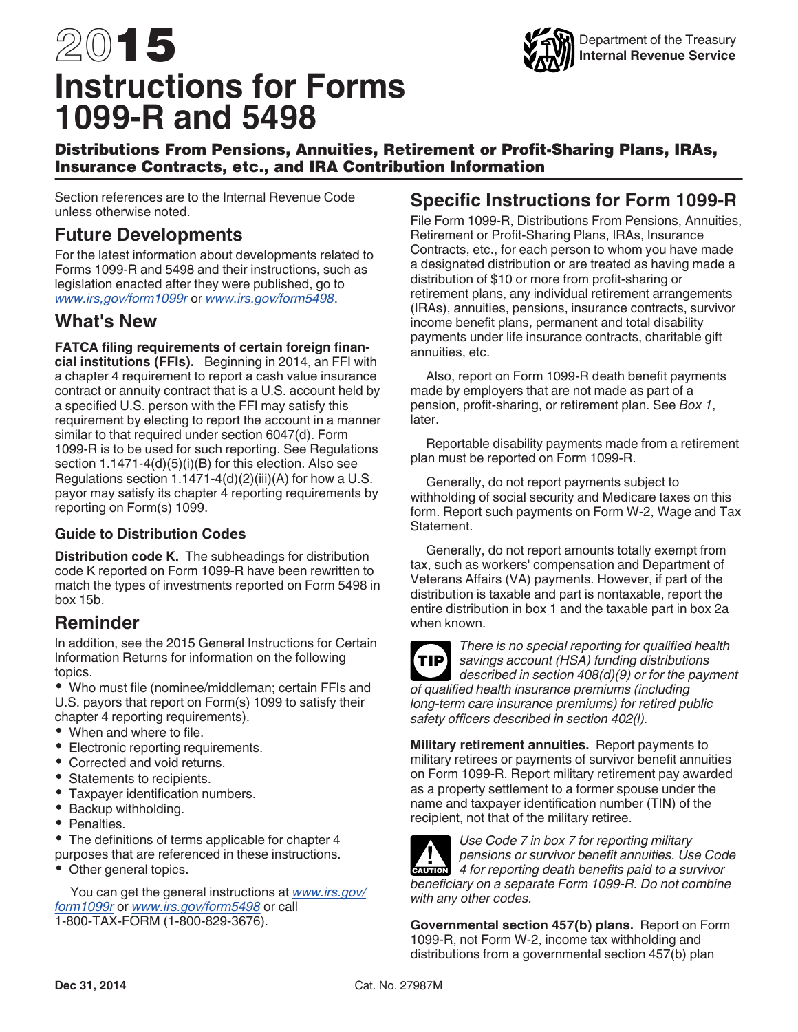# 2015 Instructions for Forms 1099-R and 5498

Department of the Treasury
**Internal Revenue Service**

## Distributions From Pensions, Annuities, Retirement or Profit-Sharing Plans, IRAs, Insurance Contracts, etc., and IRA Contribution Information

Section references are to the Internal Revenue Code unless otherwise noted.

## Future Developments

For the latest information about developments related to Forms 1099-R and 5498 and their instructions, such as legislation enacted after they were published, go to *www.irs,gov/form1099r* or *www.irs.gov/form5498*.

## What's New

**FATCA filing requirements of certain foreign financial institutions (FFIs).** Beginning in 2014, an FFI with a chapter 4 requirement to report a cash value insurance contract or annuity contract that is a U.S. account held by a specified U.S. person with the FFI may satisfy this requirement by electing to report the account in a manner similar to that required under section 6047(d). Form 1099-R is to be used for such reporting. See Regulations section 1.1471-4(d)(5)(i)(B) for this election. Also see Regulations section 1.1471-4(d)(2)(iii)(A) for how a U.S. payor may satisfy its chapter 4 reporting requirements by reporting on Form(s) 1099.

### Guide to Distribution Codes

**Distribution code K.** The subheadings for distribution code K reported on Form 1099-R have been rewritten to match the types of investments reported on Form 5498 in box 15b.

## Reminder

In addition, see the 2015 General Instructions for Certain Information Returns for information on the following topics.

- Who must file (nominee/middleman; certain FFIs and U.S. payors that report on Form(s) 1099 to satisfy their chapter 4 reporting requirements).
- When and where to file.
- Electronic reporting requirements.
- Corrected and void returns.
- Statements to recipients.
- Taxpayer identification numbers.
- Backup withholding.
- Penalties.
- The definitions of terms applicable for chapter 4 purposes that are referenced in these instructions.
- Other general topics.

You can get the general instructions at *www.irs.gov/form1099r* or *www.irs.gov/form5498* or call 1-800-TAX-FORM (1-800-829-3676).

## Specific Instructions for Form 1099-R

File Form 1099-R, Distributions From Pensions, Annuities, Retirement or Profit-Sharing Plans, IRAs, Insurance Contracts, etc., for each person to whom you have made a designated distribution or are treated as having made a distribution of $10 or more from profit-sharing or retirement plans, any individual retirement arrangements (IRAs), annuities, pensions, insurance contracts, survivor income benefit plans, permanent and total disability payments under life insurance contracts, charitable gift annuities, etc.

Also, report on Form 1099-R death benefit payments made by employers that are not made as part of a pension, profit-sharing, or retirement plan. See *Box 1*, later.

Reportable disability payments made from a retirement plan must be reported on Form 1099-R.

Generally, do not report payments subject to withholding of social security and Medicare taxes on this form. Report such payments on Form W-2, Wage and Tax Statement.

Generally, do not report amounts totally exempt from tax, such as workers' compensation and Department of Veterans Affairs (VA) payments. However, if part of the distribution is taxable and part is nontaxable, report the entire distribution in box 1 and the taxable part in box 2a when known.

**TIP** *There is no special reporting for qualified health savings account (HSA) funding distributions described in section 408(d)(9) or for the payment of qualified health insurance premiums (including long-term care insurance premiums) for retired public safety officers described in section 402(l).*

**Military retirement annuities.** Report payments to military retirees or payments of survivor benefit annuities on Form 1099-R. Report military retirement pay awarded as a property settlement to a former spouse under the name and taxpayer identification number (TIN) of the recipient, not that of the military retiree.

**CAUTION** *Use Code 7 in box 7 for reporting military pensions or survivor benefit annuities. Use Code 4 for reporting death benefits paid to a survivor beneficiary on a separate Form 1099-R. Do not combine with any other codes.*

**Governmental section 457(b) plans.** Report on Form 1099-R, not Form W-2, income tax withholding and distributions from a governmental section 457(b) plan

Dec 31, 2014 Cat. No. 27987M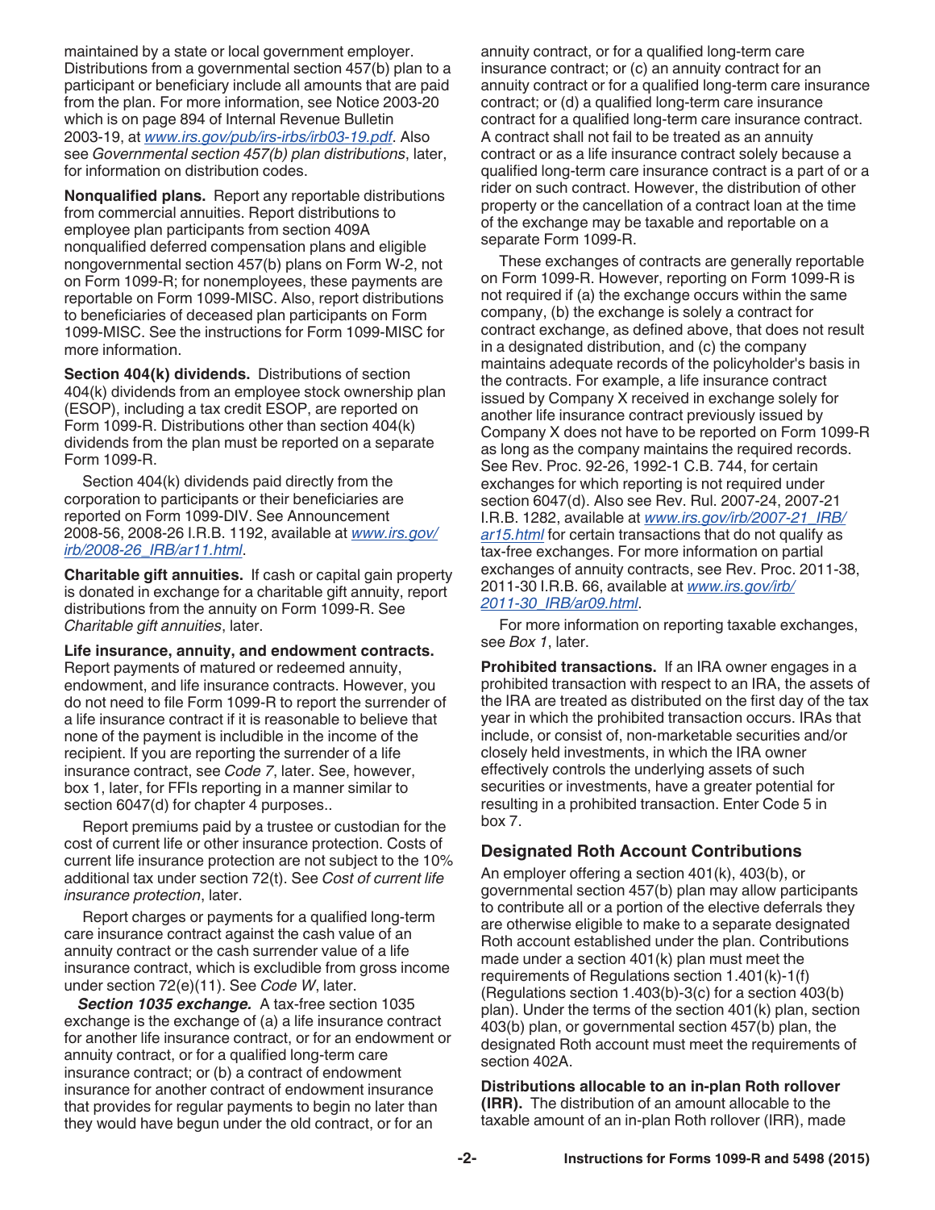maintained by a state or local government employer. Distributions from a governmental section 457(b) plan to a participant or beneficiary include all amounts that are paid from the plan. For more information, see Notice 2003-20 which is on page 894 of Internal Revenue Bulletin 2003-19, at *www.irs.gov/pub/irs-irbs/irb03-19.pdf*. Also see *Governmental section 457(b) plan distributions*, later, for information on distribution codes.

**Nonqualified plans.** Report any reportable distributions from commercial annuities. Report distributions to employee plan participants from section 409A nonqualified deferred compensation plans and eligible nongovernmental section 457(b) plans on Form W-2, not on Form 1099-R; for nonemployees, these payments are reportable on Form 1099-MISC. Also, report distributions to beneficiaries of deceased plan participants on Form 1099-MISC. See the instructions for Form 1099-MISC for more information.

**Section 404(k) dividends.** Distributions of section 404(k) dividends from an employee stock ownership plan (ESOP), including a tax credit ESOP, are reported on Form 1099-R. Distributions other than section 404(k) dividends from the plan must be reported on a separate Form 1099-R.

Section 404(k) dividends paid directly from the corporation to participants or their beneficiaries are reported on Form 1099-DIV. See Announcement 2008-56, 2008-26 I.R.B. 1192, available at *www.irs.gov/irb/2008-26_IRB/ar11.html*.

**Charitable gift annuities.** If cash or capital gain property is donated in exchange for a charitable gift annuity, report distributions from the annuity on Form 1099-R. See *Charitable gift annuities*, later.

**Life insurance, annuity, and endowment contracts.** Report payments of matured or redeemed annuity, endowment, and life insurance contracts. However, you do not need to file Form 1099-R to report the surrender of a life insurance contract if it is reasonable to believe that none of the payment is includible in the income of the recipient. If you are reporting the surrender of a life insurance contract, see *Code 7*, later. See, however, box 1, later, for FFIs reporting in a manner similar to section 6047(d) for chapter 4 purposes..

Report premiums paid by a trustee or custodian for the cost of current life or other insurance protection. Costs of current life insurance protection are not subject to the 10% additional tax under section 72(t). See *Cost of current life insurance protection*, later.

Report charges or payments for a qualified long-term care insurance contract against the cash value of an annuity contract or the cash surrender value of a life insurance contract, which is excludible from gross income under section 72(e)(11). See *Code W*, later.

***Section 1035 exchange.*** A tax-free section 1035 exchange is the exchange of (a) a life insurance contract for another life insurance contract, or for an endowment or annuity contract, or for a qualified long-term care insurance contract; or (b) a contract of endowment insurance for another contract of endowment insurance that provides for regular payments to begin no later than they would have begun under the old contract, or for an annuity contract, or for a qualified long-term care insurance contract; or (c) an annuity contract for an annuity contract or for a qualified long-term care insurance contract; or (d) a qualified long-term care insurance contract for a qualified long-term care insurance contract. A contract shall not fail to be treated as an annuity contract or as a life insurance contract solely because a qualified long-term care insurance contract is a part of or a rider on such contract. However, the distribution of other property or the cancellation of a contract loan at the time of the exchange may be taxable and reportable on a separate Form 1099-R.

These exchanges of contracts are generally reportable on Form 1099-R. However, reporting on Form 1099-R is not required if (a) the exchange occurs within the same company, (b) the exchange is solely a contract for contract exchange, as defined above, that does not result in a designated distribution, and (c) the company maintains adequate records of the policyholder's basis in the contracts. For example, a life insurance contract issued by Company X received in exchange solely for another life insurance contract previously issued by Company X does not have to be reported on Form 1099-R as long as the company maintains the required records. See Rev. Proc. 92-26, 1992-1 C.B. 744, for certain exchanges for which reporting is not required under section 6047(d). Also see Rev. Rul. 2007-24, 2007-21 I.R.B. 1282, available at *www.irs.gov/irb/2007-21_IRB/ar15.html* for certain transactions that do not qualify as tax-free exchanges. For more information on partial exchanges of annuity contracts, see Rev. Proc. 2011-38, 2011-30 I.R.B. 66, available at *www.irs.gov/irb/2011-30_IRB/ar09.html*.

For more information on reporting taxable exchanges, see *Box 1*, later.

**Prohibited transactions.** If an IRA owner engages in a prohibited transaction with respect to an IRA, the assets of the IRA are treated as distributed on the first day of the tax year in which the prohibited transaction occurs. IRAs that include, or consist of, non-marketable securities and/or closely held investments, in which the IRA owner effectively controls the underlying assets of such securities or investments, have a greater potential for resulting in a prohibited transaction. Enter Code 5 in box 7.

## Designated Roth Account Contributions

An employer offering a section 401(k), 403(b), or governmental section 457(b) plan may allow participants to contribute all or a portion of the elective deferrals they are otherwise eligible to make to a separate designated Roth account established under the plan. Contributions made under a section 401(k) plan must meet the requirements of Regulations section 1.401(k)-1(f) (Regulations section 1.403(b)-3(c) for a section 403(b) plan). Under the terms of the section 401(k) plan, section 403(b) plan, or governmental section 457(b) plan, the designated Roth account must meet the requirements of section 402A.

**Distributions allocable to an in-plan Roth rollover (IRR).** The distribution of an amount allocable to the taxable amount of an in-plan Roth rollover (IRR), made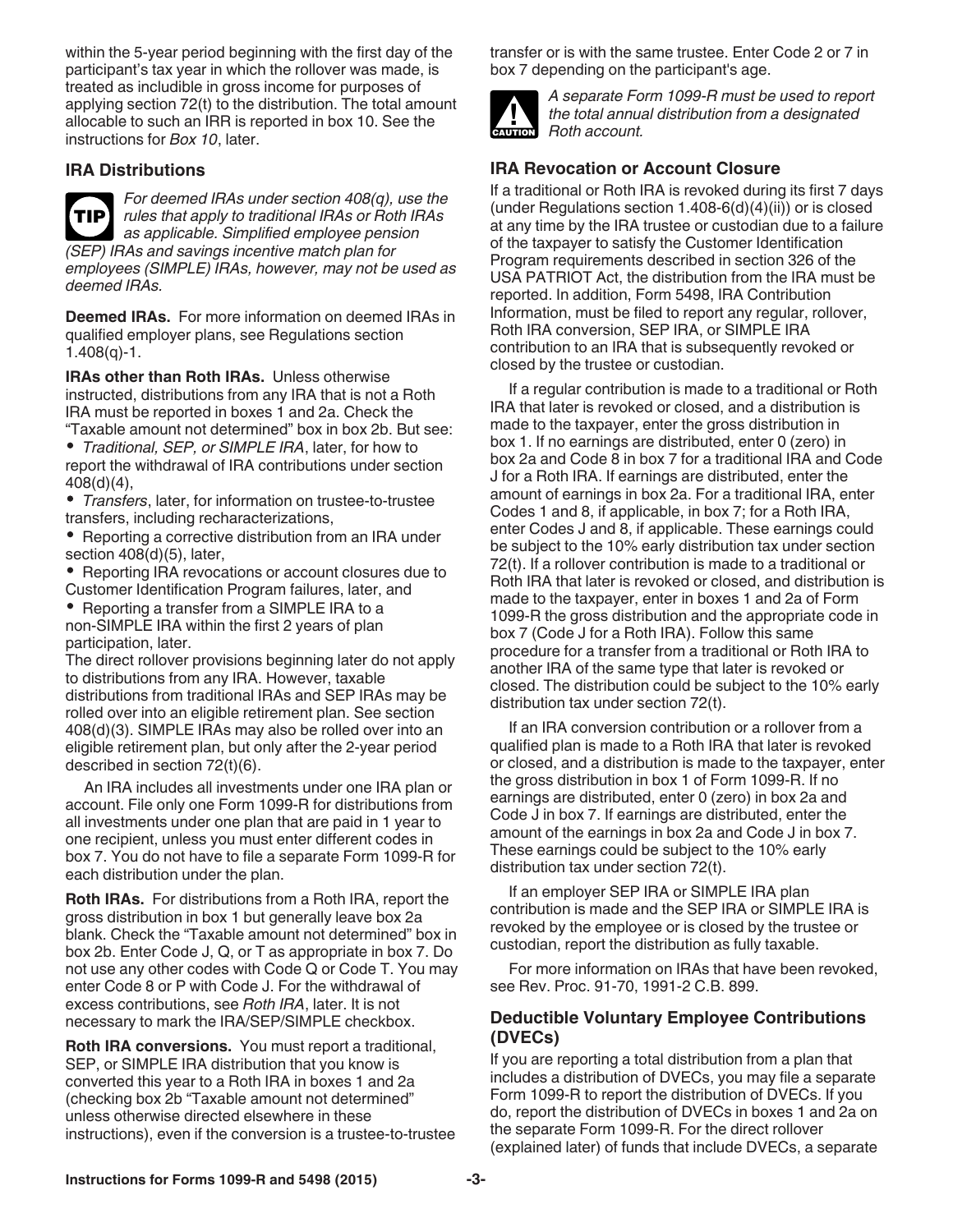within the 5-year period beginning with the first day of the participant's tax year in which the rollover was made, is treated as includible in gross income for purposes of applying section 72(t) to the distribution. The total amount allocable to such an IRR is reported in box 10. See the instructions for *Box 10*, later.

### IRA Distributions

**TIP** *For deemed IRAs under section 408(q), use the rules that apply to traditional IRAs or Roth IRAs as applicable. Simplified employee pension (SEP) IRAs and savings incentive match plan for employees (SIMPLE) IRAs, however, may not be used as deemed IRAs.*

**Deemed IRAs.** For more information on deemed IRAs in qualified employer plans, see Regulations section 1.408(q)-1.

**IRAs other than Roth IRAs.** Unless otherwise instructed, distributions from any IRA that is not a Roth IRA must be reported in boxes 1 and 2a. Check the "Taxable amount not determined" box in box 2b. But see:

- *Traditional, SEP, or SIMPLE IRA*, later, for how to report the withdrawal of IRA contributions under section 408(d)(4),
- *Transfers*, later, for information on trustee-to-trustee transfers, including recharacterizations,
- Reporting a corrective distribution from an IRA under section 408(d)(5), later,
- Reporting IRA revocations or account closures due to Customer Identification Program failures, later, and
- Reporting a transfer from a SIMPLE IRA to a non-SIMPLE IRA within the first 2 years of plan participation, later.

The direct rollover provisions beginning later do not apply to distributions from any IRA. However, taxable distributions from traditional IRAs and SEP IRAs may be rolled over into an eligible retirement plan. See section 408(d)(3). SIMPLE IRAs may also be rolled over into an eligible retirement plan, but only after the 2-year period described in section 72(t)(6).

An IRA includes all investments under one IRA plan or account. File only one Form 1099-R for distributions from all investments under one plan that are paid in 1 year to one recipient, unless you must enter different codes in box 7. You do not have to file a separate Form 1099-R for each distribution under the plan.

**Roth IRAs.** For distributions from a Roth IRA, report the gross distribution in box 1 but generally leave box 2a blank. Check the "Taxable amount not determined" box in box 2b. Enter Code J, Q, or T as appropriate in box 7. Do not use any other codes with Code Q or Code T. You may enter Code 8 or P with Code J. For the withdrawal of excess contributions, see *Roth IRA*, later. It is not necessary to mark the IRA/SEP/SIMPLE checkbox.

**Roth IRA conversions.** You must report a traditional, SEP, or SIMPLE IRA distribution that you know is converted this year to a Roth IRA in boxes 1 and 2a (checking box 2b "Taxable amount not determined" unless otherwise directed elsewhere in these instructions), even if the conversion is a trustee-to-trustee transfer or is with the same trustee. Enter Code 2 or 7 in box 7 depending on the participant's age.

**CAUTION** *A separate Form 1099-R must be used to report the total annual distribution from a designated Roth account.*

### IRA Revocation or Account Closure

If a traditional or Roth IRA is revoked during its first 7 days (under Regulations section 1.408-6(d)(4)(ii)) or is closed at any time by the IRA trustee or custodian due to a failure of the taxpayer to satisfy the Customer Identification Program requirements described in section 326 of the USA PATRIOT Act, the distribution from the IRA must be reported. In addition, Form 5498, IRA Contribution Information, must be filed to report any regular, rollover, Roth IRA conversion, SEP IRA, or SIMPLE IRA contribution to an IRA that is subsequently revoked or closed by the trustee or custodian.

If a regular contribution is made to a traditional or Roth IRA that later is revoked or closed, and a distribution is made to the taxpayer, enter the gross distribution in box 1. If no earnings are distributed, enter 0 (zero) in box 2a and Code 8 in box 7 for a traditional IRA and Code J for a Roth IRA. If earnings are distributed, enter the amount of earnings in box 2a. For a traditional IRA, enter Codes 1 and 8, if applicable, in box 7; for a Roth IRA, enter Codes J and 8, if applicable. These earnings could be subject to the 10% early distribution tax under section 72(t). If a rollover contribution is made to a traditional or Roth IRA that later is revoked or closed, and distribution is made to the taxpayer, enter in boxes 1 and 2a of Form 1099-R the gross distribution and the appropriate code in box 7 (Code J for a Roth IRA). Follow this same procedure for a transfer from a traditional or Roth IRA to another IRA of the same type that later is revoked or closed. The distribution could be subject to the 10% early distribution tax under section 72(t).

If an IRA conversion contribution or a rollover from a qualified plan is made to a Roth IRA that later is revoked or closed, and a distribution is made to the taxpayer, enter the gross distribution in box 1 of Form 1099-R. If no earnings are distributed, enter 0 (zero) in box 2a and Code J in box 7. If earnings are distributed, enter the amount of the earnings in box 2a and Code J in box 7. These earnings could be subject to the 10% early distribution tax under section 72(t).

If an employer SEP IRA or SIMPLE IRA plan contribution is made and the SEP IRA or SIMPLE IRA is revoked by the employee or is closed by the trustee or custodian, report the distribution as fully taxable.

For more information on IRAs that have been revoked, see Rev. Proc. 91-70, 1991-2 C.B. 899.

### Deductible Voluntary Employee Contributions (DVECs)

If you are reporting a total distribution from a plan that includes a distribution of DVECs, you may file a separate Form 1099-R to report the distribution of DVECs. If you do, report the distribution of DVECs in boxes 1 and 2a on the separate Form 1099-R. For the direct rollover (explained later) of funds that include DVECs, a separate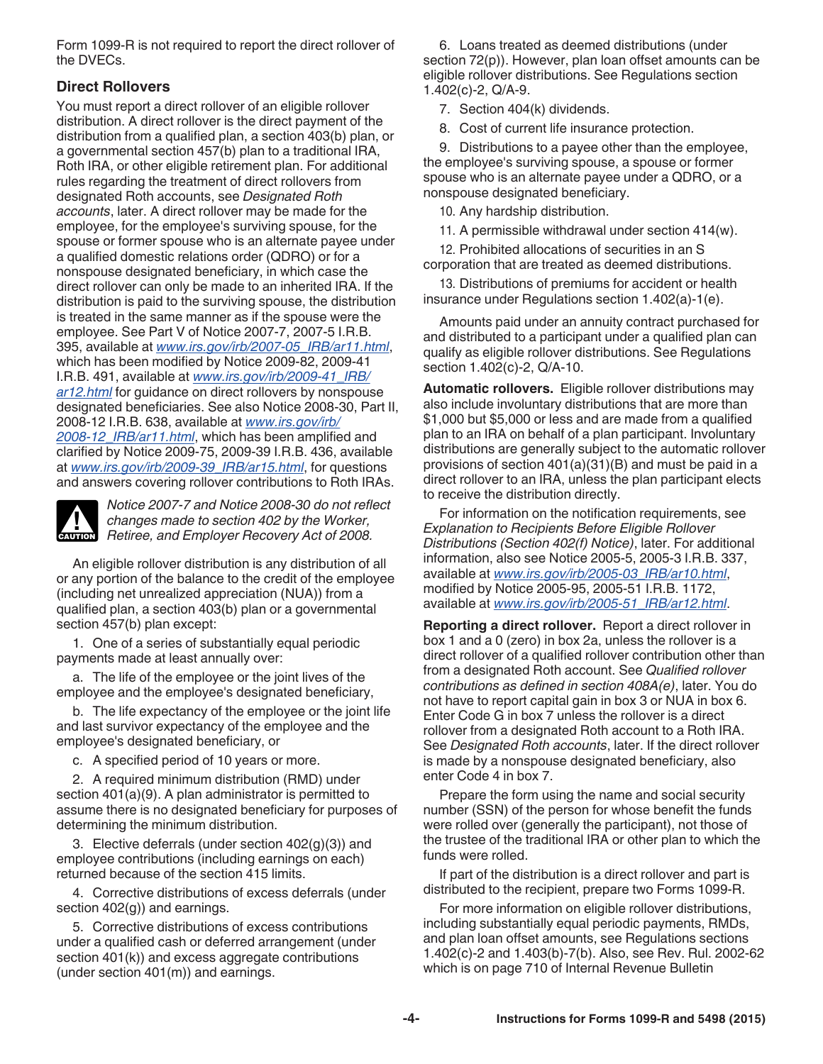Form 1099-R is not required to report the direct rollover of the DVECs.

### Direct Rollovers

You must report a direct rollover of an eligible rollover distribution. A direct rollover is the direct payment of the distribution from a qualified plan, a section 403(b) plan, or a governmental section 457(b) plan to a traditional IRA, Roth IRA, or other eligible retirement plan. For additional rules regarding the treatment of direct rollovers from designated Roth accounts, see *Designated Roth accounts*, later. A direct rollover may be made for the employee, for the employee's surviving spouse, for the spouse or former spouse who is an alternate payee under a qualified domestic relations order (QDRO) or for a nonspouse designated beneficiary, in which case the direct rollover can only be made to an inherited IRA. If the distribution is paid to the surviving spouse, the distribution is treated in the same manner as if the spouse were the employee. See Part V of Notice 2007-7, 2007-5 I.R.B. 395, available at www.irs.gov/irb/2007-05_IRB/ar11.html, which has been modified by Notice 2009-82, 2009-41 I.R.B. 491, available at www.irs.gov/irb/2009-41_IRB/ar12.html for guidance on direct rollovers by nonspouse designated beneficiaries. See also Notice 2008-30, Part II, 2008-12 I.R.B. 638, available at www.irs.gov/irb/2008-12_IRB/ar11.html, which has been amplified and clarified by Notice 2009-75, 2009-39 I.R.B. 436, available at www.irs.gov/irb/2009-39_IRB/ar15.html, for questions and answers covering rollover contributions to Roth IRAs.

**CAUTION** *Notice 2007-7 and Notice 2008-30 do not reflect changes made to section 402 by the Worker, Retiree, and Employer Recovery Act of 2008.*

An eligible rollover distribution is any distribution of all or any portion of the balance to the credit of the employee (including net unrealized appreciation (NUA)) from a qualified plan, a section 403(b) plan or a governmental section 457(b) plan except:

1. One of a series of substantially equal periodic payments made at least annually over:

   a. The life of the employee or the joint lives of the employee and the employee's designated beneficiary,

   b. The life expectancy of the employee or the joint life and last survivor expectancy of the employee and the employee's designated beneficiary, or

   c. A specified period of 10 years or more.

2. A required minimum distribution (RMD) under section 401(a)(9). A plan administrator is permitted to assume there is no designated beneficiary for purposes of determining the minimum distribution.

3. Elective deferrals (under section 402(g)(3)) and employee contributions (including earnings on each) returned because of the section 415 limits.

4. Corrective distributions of excess deferrals (under section 402(g)) and earnings.

5. Corrective distributions of excess contributions under a qualified cash or deferred arrangement (under section 401(k)) and excess aggregate contributions (under section 401(m)) and earnings.

6. Loans treated as deemed distributions (under section 72(p)). However, plan loan offset amounts can be eligible rollover distributions. See Regulations section 1.402(c)-2, Q/A-9.

7. Section 404(k) dividends.

8. Cost of current life insurance protection.

9. Distributions to a payee other than the employee, the employee's surviving spouse, a spouse or former spouse who is an alternate payee under a QDRO, or a nonspouse designated beneficiary.

10. Any hardship distribution.

11. A permissible withdrawal under section 414(w).

12. Prohibited allocations of securities in an S corporation that are treated as deemed distributions.

13. Distributions of premiums for accident or health insurance under Regulations section 1.402(a)-1(e).

Amounts paid under an annuity contract purchased for and distributed to a participant under a qualified plan can qualify as eligible rollover distributions. See Regulations section 1.402(c)-2, Q/A-10.

**Automatic rollovers.** Eligible rollover distributions may also include involuntary distributions that are more than $1,000 but $5,000 or less and are made from a qualified plan to an IRA on behalf of a plan participant. Involuntary distributions are generally subject to the automatic rollover provisions of section 401(a)(31)(B) and must be paid in a direct rollover to an IRA, unless the plan participant elects to receive the distribution directly.

For information on the notification requirements, see *Explanation to Recipients Before Eligible Rollover Distributions (Section 402(f) Notice)*, later. For additional information, also see Notice 2005-5, 2005-3 I.R.B. 337, available at www.irs.gov/irb/2005-03_IRB/ar10.html, modified by Notice 2005-95, 2005-51 I.R.B. 1172, available at www.irs.gov/irb/2005-51_IRB/ar12.html.

**Reporting a direct rollover.** Report a direct rollover in box 1 and a 0 (zero) in box 2a, unless the rollover is a direct rollover of a qualified rollover contribution other than from a designated Roth account. See *Qualified rollover contributions as defined in section 408A(e)*, later. You do not have to report capital gain in box 3 or NUA in box 6. Enter Code G in box 7 unless the rollover is a direct rollover from a designated Roth account to a Roth IRA. See *Designated Roth accounts*, later. If the direct rollover is made by a nonspouse designated beneficiary, also enter Code 4 in box 7.

Prepare the form using the name and social security number (SSN) of the person for whose benefit the funds were rolled over (generally the participant), not those of the trustee of the traditional IRA or other plan to which the funds were rolled.

If part of the distribution is a direct rollover and part is distributed to the recipient, prepare two Forms 1099-R.

For more information on eligible rollover distributions, including substantially equal periodic payments, RMDs, and plan loan offset amounts, see Regulations sections 1.402(c)-2 and 1.403(b)-7(b). Also, see Rev. Rul. 2002-62 which is on page 710 of Internal Revenue Bulletin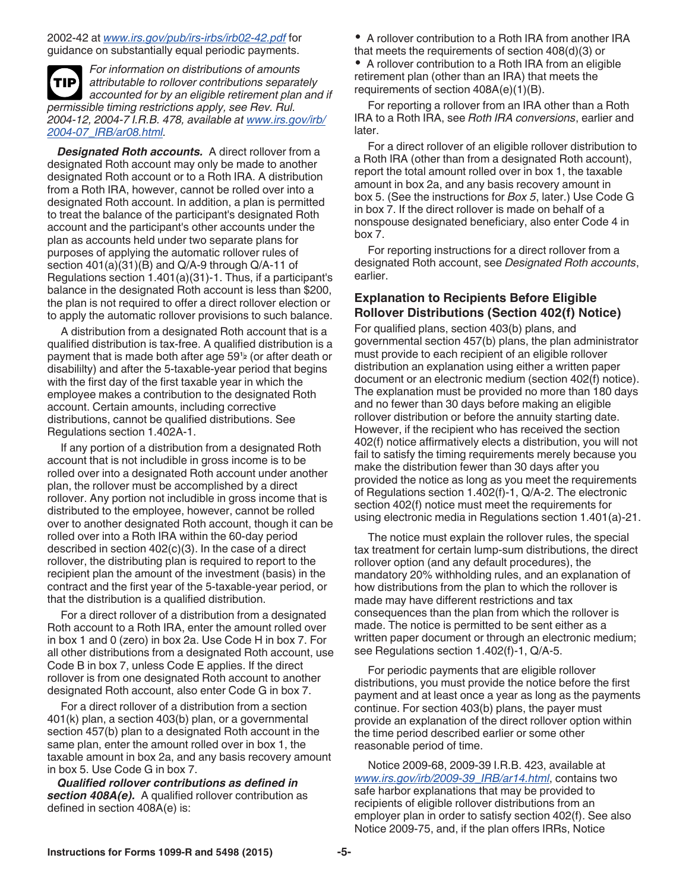2002-42 at www.irs.gov/pub/irs-irbs/irb02-42.pdf for guidance on substantially equal periodic payments.

**TIP** *For information on distributions of amounts attributable to rollover contributions separately accounted for by an eligible retirement plan and if permissible timing restrictions apply, see Rev. Rul. 2004-12, 2004-7 I.R.B. 478, available at www.irs.gov/irb/2004-07_IRB/ar08.html.*

***Designated Roth accounts.*** A direct rollover from a designated Roth account may only be made to another designated Roth account or to a Roth IRA. A distribution from a Roth IRA, however, cannot be rolled over into a designated Roth account. In addition, a plan is permitted to treat the balance of the participant's designated Roth account and the participant's other accounts under the plan as accounts held under two separate plans for purposes of applying the automatic rollover rules of section 401(a)(31)(B) and Q/A-9 through Q/A-11 of Regulations section 1.401(a)(31)-1. Thus, if a participant's balance in the designated Roth account is less than $200, the plan is not required to offer a direct rollover election or to apply the automatic rollover provisions to such balance.

A distribution from a designated Roth account that is a qualified distribution is tax-free. A qualified distribution is a payment that is made both after age 59½ (or after death or disability) and after the 5-taxable-year period that begins with the first day of the first taxable year in which the employee makes a contribution to the designated Roth account. Certain amounts, including corrective distributions, cannot be qualified distributions. See Regulations section 1.402A-1.

If any portion of a distribution from a designated Roth account that is not includible in gross income is to be rolled over into a designated Roth account under another plan, the rollover must be accomplished by a direct rollover. Any portion not includible in gross income that is distributed to the employee, however, cannot be rolled over to another designated Roth account, though it can be rolled over into a Roth IRA within the 60-day period described in section 402(c)(3). In the case of a direct rollover, the distributing plan is required to report to the recipient plan the amount of the investment (basis) in the contract and the first year of the 5-taxable-year period, or that the distribution is a qualified distribution.

For a direct rollover of a distribution from a designated Roth account to a Roth IRA, enter the amount rolled over in box 1 and 0 (zero) in box 2a. Use Code H in box 7. For all other distributions from a designated Roth account, use Code B in box 7, unless Code E applies. If the direct rollover is from one designated Roth account to another designated Roth account, also enter Code G in box 7.

For a direct rollover of a distribution from a section 401(k) plan, a section 403(b) plan, or a governmental section 457(b) plan to a designated Roth account in the same plan, enter the amount rolled over in box 1, the taxable amount in box 2a, and any basis recovery amount in box 5. Use Code G in box 7.

***Qualified rollover contributions as defined in section 408A(e).*** A qualified rollover contribution as defined in section 408A(e) is:

- A rollover contribution to a Roth IRA from another IRA that meets the requirements of section 408(d)(3) or
- A rollover contribution to a Roth IRA from an eligible retirement plan (other than an IRA) that meets the requirements of section 408A(e)(1)(B).

For reporting a rollover from an IRA other than a Roth IRA to a Roth IRA, see *Roth IRA conversions*, earlier and later.

For a direct rollover of an eligible rollover distribution to a Roth IRA (other than from a designated Roth account), report the total amount rolled over in box 1, the taxable amount in box 2a, and any basis recovery amount in box 5. (See the instructions for *Box 5*, later.) Use Code G in box 7. If the direct rollover is made on behalf of a nonspouse designated beneficiary, also enter Code 4 in box 7.

For reporting instructions for a direct rollover from a designated Roth account, see *Designated Roth accounts*, earlier.

## Explanation to Recipients Before Eligible Rollover Distributions (Section 402(f) Notice)

For qualified plans, section 403(b) plans, and governmental section 457(b) plans, the plan administrator must provide to each recipient of an eligible rollover distribution an explanation using either a written paper document or an electronic medium (section 402(f) notice). The explanation must be provided no more than 180 days and no fewer than 30 days before making an eligible rollover distribution or before the annuity starting date. However, if the recipient who has received the section 402(f) notice affirmatively elects a distribution, you will not fail to satisfy the timing requirements merely because you make the distribution fewer than 30 days after you provided the notice as long as you meet the requirements of Regulations section 1.402(f)-1, Q/A-2. The electronic section 402(f) notice must meet the requirements for using electronic media in Regulations section 1.401(a)-21.

The notice must explain the rollover rules, the special tax treatment for certain lump-sum distributions, the direct rollover option (and any default procedures), the mandatory 20% withholding rules, and an explanation of how distributions from the plan to which the rollover is made may have different restrictions and tax consequences than the plan from which the rollover is made. The notice is permitted to be sent either as a written paper document or through an electronic medium; see Regulations section 1.402(f)-1, Q/A-5.

For periodic payments that are eligible rollover distributions, you must provide the notice before the first payment and at least once a year as long as the payments continue. For section 403(b) plans, the payer must provide an explanation of the direct rollover option within the time period described earlier or some other reasonable period of time.

Notice 2009-68, 2009-39 I.R.B. 423, available at www.irs.gov/irb/2009-39_IRB/ar14.html, contains two safe harbor explanations that may be provided to recipients of eligible rollover distributions from an employer plan in order to satisfy section 402(f). See also Notice 2009-75, and, if the plan offers IRRs, Notice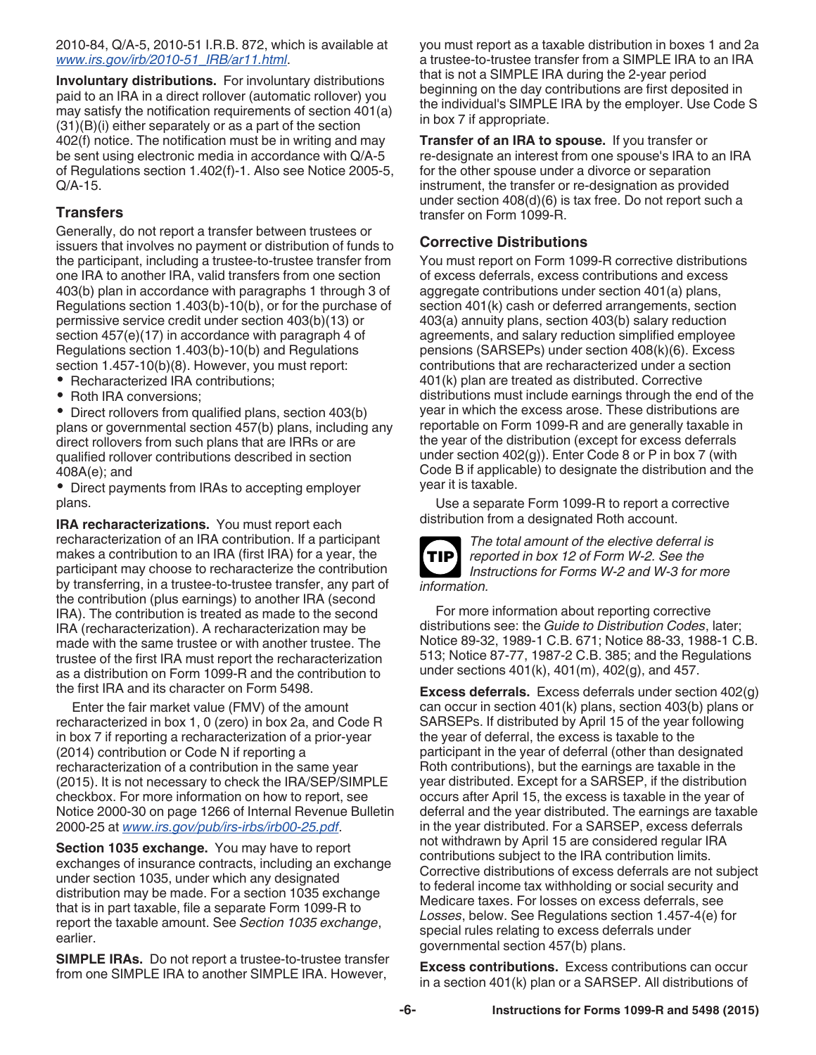2010-84, Q/A-5, 2010-51 I.R.B. 872, which is available at *www.irs.gov/irb/2010-51_IRB/ar11.html*.

**Involuntary distributions.** For involuntary distributions paid to an IRA in a direct rollover (automatic rollover) you may satisfy the notification requirements of section 401(a)(31)(B)(i) either separately or as a part of the section 402(f) notice. The notification must be in writing and may be sent using electronic media in accordance with Q/A-5 of Regulations section 1.402(f)-1. Also see Notice 2005-5, Q/A-15.

### Transfers

Generally, do not report a transfer between trustees or issuers that involves no payment or distribution of funds to the participant, including a trustee-to-trustee transfer from one IRA to another IRA, valid transfers from one section 403(b) plan in accordance with paragraphs 1 through 3 of Regulations section 1.403(b)-10(b), or for the purchase of permissive service credit under section 403(b)(13) or section 457(e)(17) in accordance with paragraph 4 of Regulations section 1.403(b)-10(b) and Regulations section 1.457-10(b)(8). However, you must report:

- Recharacterized IRA contributions;
- Roth IRA conversions;
- Direct rollovers from qualified plans, section 403(b) plans or governmental section 457(b) plans, including any direct rollovers from such plans that are IRRs or are qualified rollover contributions described in section 408A(e); and
- Direct payments from IRAs to accepting employer plans.

**IRA recharacterizations.** You must report each recharacterization of an IRA contribution. If a participant makes a contribution to an IRA (first IRA) for a year, the participant may choose to recharacterize the contribution by transferring, in a trustee-to-trustee transfer, any part of the contribution (plus earnings) to another IRA (second IRA). The contribution is treated as made to the second IRA (recharacterization). A recharacterization may be made with the same trustee or with another trustee. The trustee of the first IRA must report the recharacterization as a distribution on Form 1099-R and the contribution to the first IRA and its character on Form 5498.

Enter the fair market value (FMV) of the amount recharacterized in box 1, 0 (zero) in box 2a, and Code R in box 7 if reporting a recharacterization of a prior-year (2014) contribution or Code N if reporting a recharacterization of a contribution in the same year (2015). It is not necessary to check the IRA/SEP/SIMPLE checkbox. For more information on how to report, see Notice 2000-30 on page 1266 of Internal Revenue Bulletin 2000-25 at *www.irs.gov/pub/irs-irbs/irb00-25.pdf*.

**Section 1035 exchange.** You may have to report exchanges of insurance contracts, including an exchange under section 1035, under which any designated distribution may be made. For a section 1035 exchange that is in part taxable, file a separate Form 1099-R to report the taxable amount. See *Section 1035 exchange*, earlier.

**SIMPLE IRAs.** Do not report a trustee-to-trustee transfer from one SIMPLE IRA to another SIMPLE IRA. However, you must report as a taxable distribution in boxes 1 and 2a a trustee-to-trustee transfer from a SIMPLE IRA to an IRA that is not a SIMPLE IRA during the 2-year period beginning on the day contributions are first deposited in the individual's SIMPLE IRA by the employer. Use Code S in box 7 if appropriate.

**Transfer of an IRA to spouse.** If you transfer or re-designate an interest from one spouse's IRA to an IRA for the other spouse under a divorce or separation instrument, the transfer or re-designation as provided under section 408(d)(6) is tax free. Do not report such a transfer on Form 1099-R.

### Corrective Distributions

You must report on Form 1099-R corrective distributions of excess deferrals, excess contributions and excess aggregate contributions under section 401(a) plans, section 401(k) cash or deferred arrangements, section 403(a) annuity plans, section 403(b) salary reduction agreements, and salary reduction simplified employee pensions (SARSEPs) under section 408(k)(6). Excess contributions that are recharacterized under a section 401(k) plan are treated as distributed. Corrective distributions must include earnings through the end of the year in which the excess arose. These distributions are reportable on Form 1099-R and are generally taxable in the year of the distribution (except for excess deferrals under section 402(g)). Enter Code 8 or P in box 7 (with Code B if applicable) to designate the distribution and the year it is taxable.

Use a separate Form 1099-R to report a corrective distribution from a designated Roth account.

**TIP** *The total amount of the elective deferral is reported in box 12 of Form W-2. See the Instructions for Forms W-2 and W-3 for more information.*

For more information about reporting corrective distributions see: the *Guide to Distribution Codes*, later; Notice 89-32, 1989-1 C.B. 671; Notice 88-33, 1988-1 C.B. 513; Notice 87-77, 1987-2 C.B. 385; and the Regulations under sections 401(k), 401(m), 402(g), and 457.

**Excess deferrals.** Excess deferrals under section 402(g) can occur in section 401(k) plans, section 403(b) plans or SARSEPs. If distributed by April 15 of the year following the year of deferral, the excess is taxable to the participant in the year of deferral (other than designated Roth contributions), but the earnings are taxable in the year distributed. Except for a SARSEP, if the distribution occurs after April 15, the excess is taxable in the year of deferral and the year distributed. The earnings are taxable in the year distributed. For a SARSEP, excess deferrals not withdrawn by April 15 are considered regular IRA contributions subject to the IRA contribution limits. Corrective distributions of excess deferrals are not subject to federal income tax withholding or social security and Medicare taxes. For losses on excess deferrals, see *Losses*, below. See Regulations section 1.457-4(e) for special rules relating to excess deferrals under governmental section 457(b) plans.

**Excess contributions.** Excess contributions can occur in a section 401(k) plan or a SARSEP. All distributions of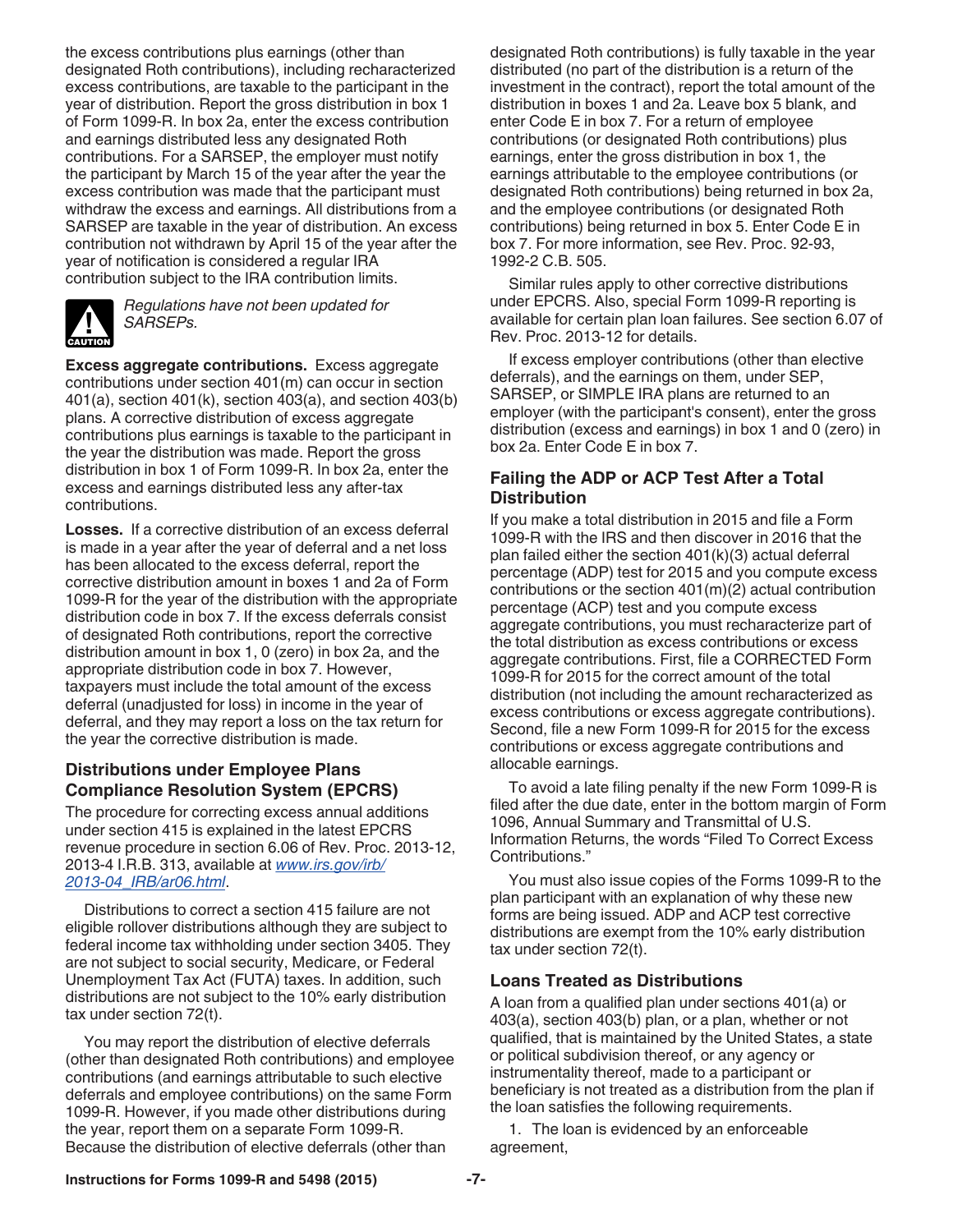the excess contributions plus earnings (other than designated Roth contributions), including recharacterized excess contributions, are taxable to the participant in the year of distribution. Report the gross distribution in box 1 of Form 1099-R. In box 2a, enter the excess contribution and earnings distributed less any designated Roth contributions. For a SARSEP, the employer must notify the participant by March 15 of the year after the year the excess contribution was made that the participant must withdraw the excess and earnings. All distributions from a SARSEP are taxable in the year of distribution. An excess contribution not withdrawn by April 15 of the year after the year of notification is considered a regular IRA contribution subject to the IRA contribution limits.

*Regulations have not been updated for SARSEPs.*

**Excess aggregate contributions.** Excess aggregate contributions under section 401(m) can occur in section 401(a), section 401(k), section 403(a), and section 403(b) plans. A corrective distribution of excess aggregate contributions plus earnings is taxable to the participant in the year the distribution was made. Report the gross distribution in box 1 of Form 1099-R. In box 2a, enter the excess and earnings distributed less any after-tax contributions.

**Losses.** If a corrective distribution of an excess deferral is made in a year after the year of deferral and a net loss has been allocated to the excess deferral, report the corrective distribution amount in boxes 1 and 2a of Form 1099-R for the year of the distribution with the appropriate distribution code in box 7. If the excess deferrals consist of designated Roth contributions, report the corrective distribution amount in box 1, 0 (zero) in box 2a, and the appropriate distribution code in box 7. However, taxpayers must include the total amount of the excess deferral (unadjusted for loss) in income in the year of deferral, and they may report a loss on the tax return for the year the corrective distribution is made.

### Distributions under Employee Plans Compliance Resolution System (EPCRS)

The procedure for correcting excess annual additions under section 415 is explained in the latest EPCRS revenue procedure in section 6.06 of Rev. Proc. 2013-12, 2013-4 I.R.B. 313, available at www.irs.gov/irb/2013-04_IRB/ar06.html.

Distributions to correct a section 415 failure are not eligible rollover distributions although they are subject to federal income tax withholding under section 3405. They are not subject to social security, Medicare, or Federal Unemployment Tax Act (FUTA) taxes. In addition, such distributions are not subject to the 10% early distribution tax under section 72(t).

You may report the distribution of elective deferrals (other than designated Roth contributions) and employee contributions (and earnings attributable to such elective deferrals and employee contributions) on the same Form 1099-R. However, if you made other distributions during the year, report them on a separate Form 1099-R. Because the distribution of elective deferrals (other than designated Roth contributions) is fully taxable in the year distributed (no part of the distribution is a return of the investment in the contract), report the total amount of the distribution in boxes 1 and 2a. Leave box 5 blank, and enter Code E in box 7. For a return of employee contributions (or designated Roth contributions) plus earnings, enter the gross distribution in box 1, the earnings attributable to the employee contributions (or designated Roth contributions) being returned in box 2a, and the employee contributions (or designated Roth contributions) being returned in box 5. Enter Code E in box 7. For more information, see Rev. Proc. 92-93, 1992-2 C.B. 505.

Similar rules apply to other corrective distributions under EPCRS. Also, special Form 1099-R reporting is available for certain plan loan failures. See section 6.07 of Rev. Proc. 2013-12 for details.

If excess employer contributions (other than elective deferrals), and the earnings on them, under SEP, SARSEP, or SIMPLE IRA plans are returned to an employer (with the participant's consent), enter the gross distribution (excess and earnings) in box 1 and 0 (zero) in box 2a. Enter Code E in box 7.

### Failing the ADP or ACP Test After a Total Distribution

If you make a total distribution in 2015 and file a Form 1099-R with the IRS and then discover in 2016 that the plan failed either the section 401(k)(3) actual deferral percentage (ADP) test for 2015 and you compute excess contributions or the section 401(m)(2) actual contribution percentage (ACP) test and you compute excess aggregate contributions, you must recharacterize part of the total distribution as excess contributions or excess aggregate contributions. First, file a CORRECTED Form 1099-R for 2015 for the correct amount of the total distribution (not including the amount recharacterized as excess contributions or excess aggregate contributions). Second, file a new Form 1099-R for 2015 for the excess contributions or excess aggregate contributions and allocable earnings.

To avoid a late filing penalty if the new Form 1099-R is filed after the due date, enter in the bottom margin of Form 1096, Annual Summary and Transmittal of U.S. Information Returns, the words "Filed To Correct Excess Contributions."

You must also issue copies of the Forms 1099-R to the plan participant with an explanation of why these new forms are being issued. ADP and ACP test corrective distributions are exempt from the 10% early distribution tax under section 72(t).

### Loans Treated as Distributions

A loan from a qualified plan under sections 401(a) or 403(a), section 403(b) plan, or a plan, whether or not qualified, that is maintained by the United States, a state or political subdivision thereof, or any agency or instrumentality thereof, made to a participant or beneficiary is not treated as a distribution from the plan if the loan satisfies the following requirements.

1. The loan is evidenced by an enforceable agreement,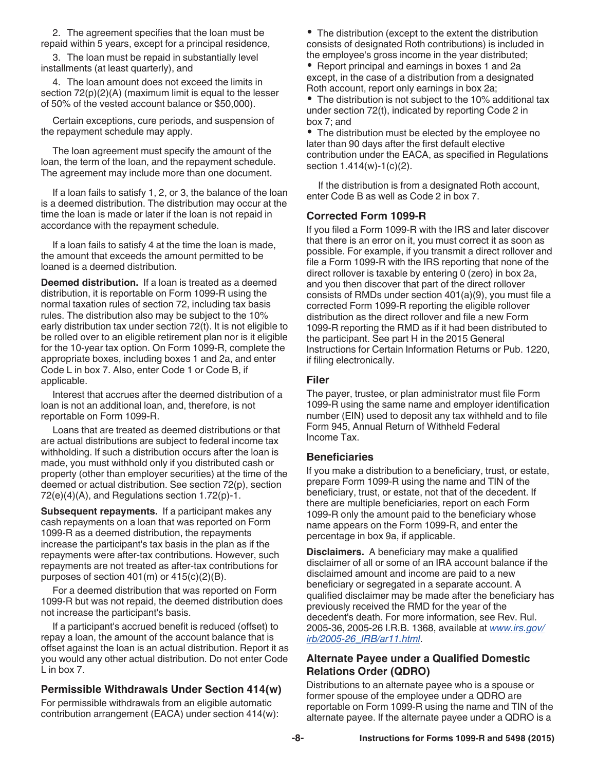2. The agreement specifies that the loan must be repaid within 5 years, except for a principal residence,

3. The loan must be repaid in substantially level installments (at least quarterly), and

4. The loan amount does not exceed the limits in section 72(p)(2)(A) (maximum limit is equal to the lesser of 50% of the vested account balance or $50,000).

Certain exceptions, cure periods, and suspension of the repayment schedule may apply.

The loan agreement must specify the amount of the loan, the term of the loan, and the repayment schedule. The agreement may include more than one document.

If a loan fails to satisfy 1, 2, or 3, the balance of the loan is a deemed distribution. The distribution may occur at the time the loan is made or later if the loan is not repaid in accordance with the repayment schedule.

If a loan fails to satisfy 4 at the time the loan is made, the amount that exceeds the amount permitted to be loaned is a deemed distribution.

**Deemed distribution.** If a loan is treated as a deemed distribution, it is reportable on Form 1099-R using the normal taxation rules of section 72, including tax basis rules. The distribution also may be subject to the 10% early distribution tax under section 72(t). It is not eligible to be rolled over to an eligible retirement plan nor is it eligible for the 10-year tax option. On Form 1099-R, complete the appropriate boxes, including boxes 1 and 2a, and enter Code L in box 7. Also, enter Code 1 or Code B, if applicable.

Interest that accrues after the deemed distribution of a loan is not an additional loan, and, therefore, is not reportable on Form 1099-R.

Loans that are treated as deemed distributions or that are actual distributions are subject to federal income tax withholding. If such a distribution occurs after the loan is made, you must withhold only if you distributed cash or property (other than employer securities) at the time of the deemed or actual distribution. See section 72(p), section 72(e)(4)(A), and Regulations section 1.72(p)-1.

**Subsequent repayments.** If a participant makes any cash repayments on a loan that was reported on Form 1099-R as a deemed distribution, the repayments increase the participant's tax basis in the plan as if the repayments were after-tax contributions. However, such repayments are not treated as after-tax contributions for purposes of section 401(m) or 415(c)(2)(B).

For a deemed distribution that was reported on Form 1099-R but was not repaid, the deemed distribution does not increase the participant's basis.

If a participant's accrued benefit is reduced (offset) to repay a loan, the amount of the account balance that is offset against the loan is an actual distribution. Report it as you would any other actual distribution. Do not enter Code L in box 7.

## Permissible Withdrawals Under Section 414(w)

For permissible withdrawals from an eligible automatic contribution arrangement (EACA) under section 414(w):

- The distribution (except to the extent the distribution consists of designated Roth contributions) is included in the employee's gross income in the year distributed;
- Report principal and earnings in boxes 1 and 2a except, in the case of a distribution from a designated Roth account, report only earnings in box 2a;
- The distribution is not subject to the 10% additional tax under section 72(t), indicated by reporting Code 2 in box 7; and
- The distribution must be elected by the employee no later than 90 days after the first default elective contribution under the EACA, as specified in Regulations section 1.414(w)-1(c)(2).

If the distribution is from a designated Roth account, enter Code B as well as Code 2 in box 7.

## Corrected Form 1099-R

If you filed a Form 1099-R with the IRS and later discover that there is an error on it, you must correct it as soon as possible. For example, if you transmit a direct rollover and file a Form 1099-R with the IRS reporting that none of the direct rollover is taxable by entering 0 (zero) in box 2a, and you then discover that part of the direct rollover consists of RMDs under section 401(a)(9), you must file a corrected Form 1099-R reporting the eligible rollover distribution as the direct rollover and file a new Form 1099-R reporting the RMD as if it had been distributed to the participant. See part H in the 2015 General Instructions for Certain Information Returns or Pub. 1220, if filing electronically.

## Filer

The payer, trustee, or plan administrator must file Form 1099-R using the same name and employer identification number (EIN) used to deposit any tax withheld and to file Form 945, Annual Return of Withheld Federal Income Tax.

## Beneficiaries

If you make a distribution to a beneficiary, trust, or estate, prepare Form 1099-R using the name and TIN of the beneficiary, trust, or estate, not that of the decedent. If there are multiple beneficiaries, report on each Form 1099-R only the amount paid to the beneficiary whose name appears on the Form 1099-R, and enter the percentage in box 9a, if applicable.

**Disclaimers.** A beneficiary may make a qualified disclaimer of all or some of an IRA account balance if the disclaimed amount and income are paid to a new beneficiary or segregated in a separate account. A qualified disclaimer may be made after the beneficiary has previously received the RMD for the year of the decedent's death. For more information, see Rev. Rul. 2005-36, 2005-26 I.R.B. 1368, available at *www.irs.gov/irb/2005-26_IRB/ar11.html*.

## Alternate Payee under a Qualified Domestic Relations Order (QDRO)

Distributions to an alternate payee who is a spouse or former spouse of the employee under a QDRO are reportable on Form 1099-R using the name and TIN of the alternate payee. If the alternate payee under a QDRO is a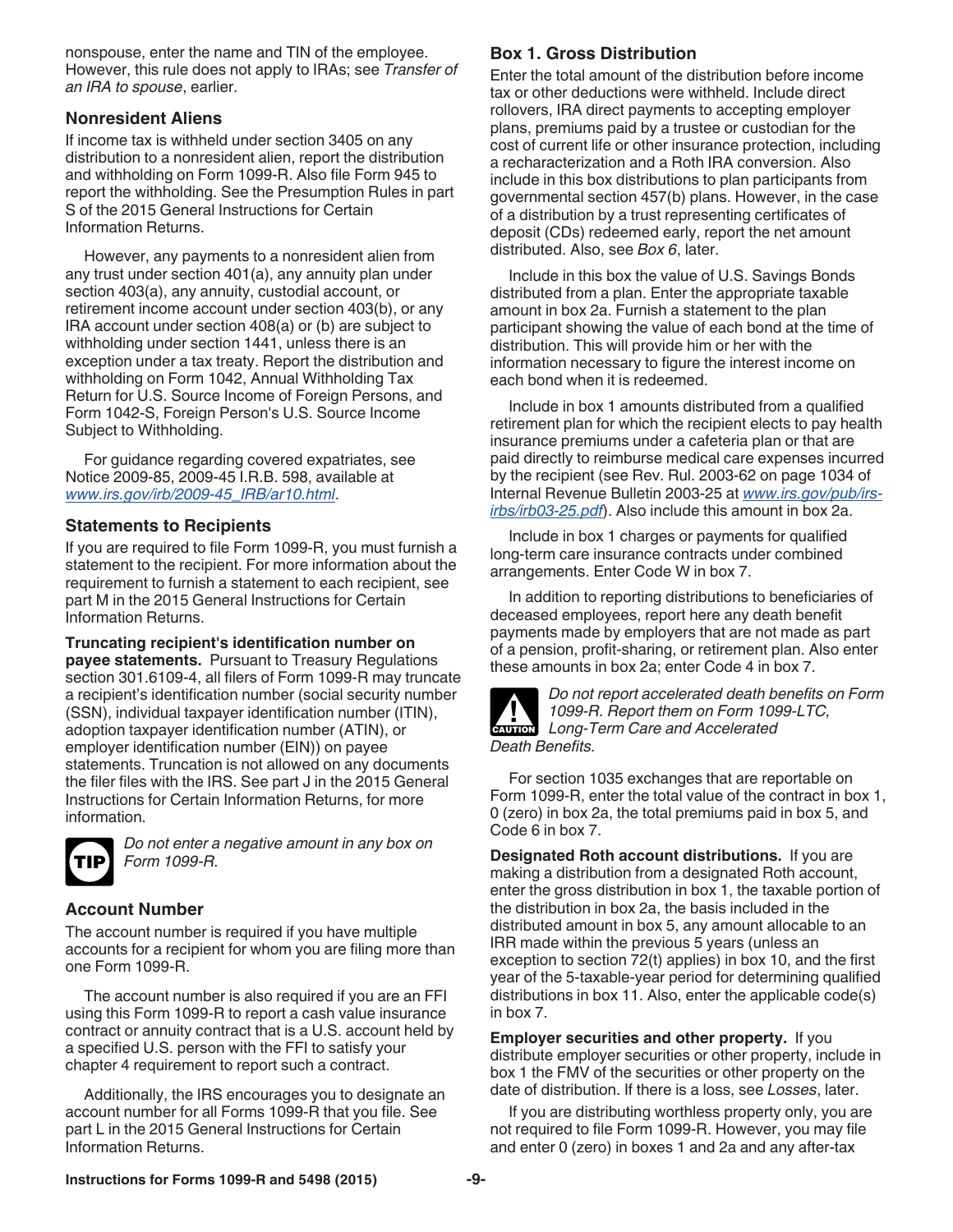nonspouse, enter the name and TIN of the employee. However, this rule does not apply to IRAs; see *Transfer of an IRA to spouse*, earlier.

### Nonresident Aliens

If income tax is withheld under section 3405 on any distribution to a nonresident alien, report the distribution and withholding on Form 1099-R. Also file Form 945 to report the withholding. See the Presumption Rules in part S of the 2015 General Instructions for Certain Information Returns.

However, any payments to a nonresident alien from any trust under section 401(a), any annuity plan under section 403(a), any annuity, custodial account, or retirement income account under section 403(b), or any IRA account under section 408(a) or (b) are subject to withholding under section 1441, unless there is an exception under a tax treaty. Report the distribution and withholding on Form 1042, Annual Withholding Tax Return for U.S. Source Income of Foreign Persons, and Form 1042-S, Foreign Person's U.S. Source Income Subject to Withholding.

For guidance regarding covered expatriates, see Notice 2009-85, 2009-45 I.R.B. 598, available at *www.irs.gov/irb/2009-45_IRB/ar10.html*.

### Statements to Recipients

If you are required to file Form 1099-R, you must furnish a statement to the recipient. For more information about the requirement to furnish a statement to each recipient, see part M in the 2015 General Instructions for Certain Information Returns.

**Truncating recipient's identification number on payee statements.** Pursuant to Treasury Regulations section 301.6109-4, all filers of Form 1099-R may truncate a recipient's identification number (social security number (SSN), individual taxpayer identification number (ITIN), adoption taxpayer identification number (ATIN), or employer identification number (EIN)) on payee statements. Truncation is not allowed on any documents the filer files with the IRS. See part J in the 2015 General Instructions for Certain Information Returns, for more information.

**TIP:** *Do not enter a negative amount in any box on Form 1099-R.*

### Account Number

The account number is required if you have multiple accounts for a recipient for whom you are filing more than one Form 1099-R.

The account number is also required if you are an FFI using this Form 1099-R to report a cash value insurance contract or annuity contract that is a U.S. account held by a specified U.S. person with the FFI to satisfy your chapter 4 requirement to report such a contract.

Additionally, the IRS encourages you to designate an account number for all Forms 1099-R that you file. See part L in the 2015 General Instructions for Certain Information Returns.

### Box 1. Gross Distribution

Enter the total amount of the distribution before income tax or other deductions were withheld. Include direct rollovers, IRA direct payments to accepting employer plans, premiums paid by a trustee or custodian for the cost of current life or other insurance protection, including a recharacterization and a Roth IRA conversion. Also include in this box distributions to plan participants from governmental section 457(b) plans. However, in the case of a distribution by a trust representing certificates of deposit (CDs) redeemed early, report the net amount distributed. Also, see *Box 6*, later.

Include in this box the value of U.S. Savings Bonds distributed from a plan. Enter the appropriate taxable amount in box 2a. Furnish a statement to the plan participant showing the value of each bond at the time of distribution. This will provide him or her with the information necessary to figure the interest income on each bond when it is redeemed.

Include in box 1 amounts distributed from a qualified retirement plan for which the recipient elects to pay health insurance premiums under a cafeteria plan or that are paid directly to reimburse medical care expenses incurred by the recipient (see Rev. Rul. 2003-62 on page 1034 of Internal Revenue Bulletin 2003-25 at *www.irs.gov/pub/irs-irbs/irb03-25.pdf*). Also include this amount in box 2a.

Include in box 1 charges or payments for qualified long-term care insurance contracts under combined arrangements. Enter Code W in box 7.

In addition to reporting distributions to beneficiaries of deceased employees, report here any death benefit payments made by employers that are not made as part of a pension, profit-sharing, or retirement plan. Also enter these amounts in box 2a; enter Code 4 in box 7.

**CAUTION:** *Do not report accelerated death benefits on Form 1099-R. Report them on Form 1099-LTC, Long-Term Care and Accelerated Death Benefits.*

For section 1035 exchanges that are reportable on Form 1099-R, enter the total value of the contract in box 1, 0 (zero) in box 2a, the total premiums paid in box 5, and Code 6 in box 7.

**Designated Roth account distributions.** If you are making a distribution from a designated Roth account, enter the gross distribution in box 1, the taxable portion of the distribution in box 2a, the basis included in the distributed amount in box 5, any amount allocable to an IRR made within the previous 5 years (unless an exception to section 72(t) applies) in box 10, and the first year of the 5-taxable-year period for determining qualified distributions in box 11. Also, enter the applicable code(s) in box 7.

**Employer securities and other property.** If you distribute employer securities or other property, include in box 1 the FMV of the securities or other property on the date of distribution. If there is a loss, see *Losses*, later.

If you are distributing worthless property only, you are not required to file Form 1099-R. However, you may file and enter 0 (zero) in boxes 1 and 2a and any after-tax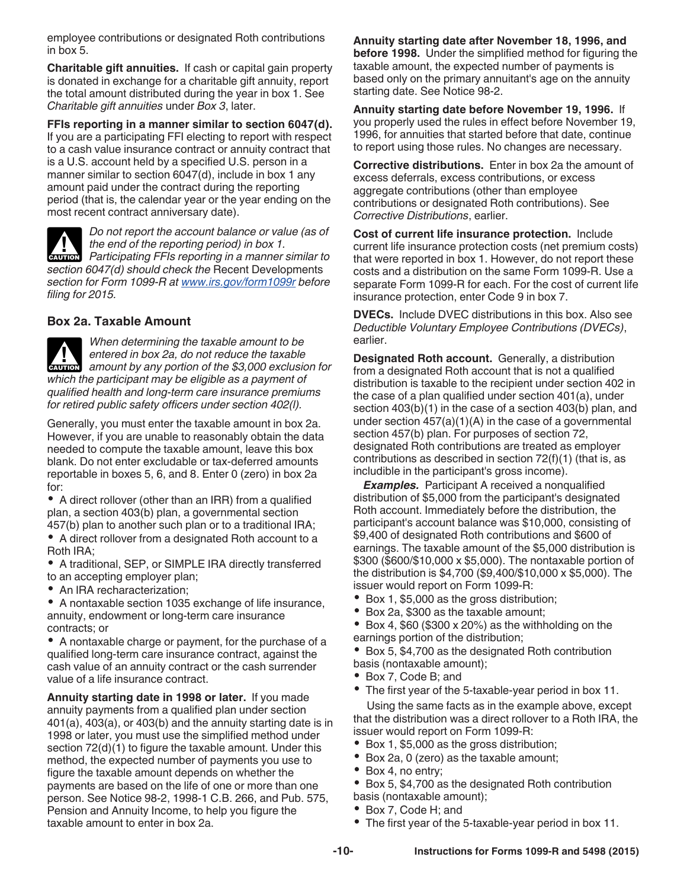employee contributions or designated Roth contributions in box 5.

**Charitable gift annuities.** If cash or capital gain property is donated in exchange for a charitable gift annuity, report the total amount distributed during the year in box 1. See *Charitable gift annuities* under *Box 3*, later.

**FFIs reporting in a manner similar to section 6047(d).** If you are a participating FFI electing to report with respect to a cash value insurance contract or annuity contract that is a U.S. account held by a specified U.S. person in a manner similar to section 6047(d), include in box 1 any amount paid under the contract during the reporting period (that is, the calendar year or the year ending on the most recent contract anniversary date).

**CAUTION:** *Do not report the account balance or value (as of the end of the reporting period) in box 1. Participating FFIs reporting in a manner similar to section 6047(d) should check the* Recent Developments *section for Form 1099-R at www.irs.gov/form1099r before filing for 2015.*

### Box 2a. Taxable Amount

**CAUTION:** *When determining the taxable amount to be entered in box 2a, do not reduce the taxable amount by any portion of the $3,000 exclusion for which the participant may be eligible as a payment of qualified health and long-term care insurance premiums for retired public safety officers under section 402(l).*

Generally, you must enter the taxable amount in box 2a. However, if you are unable to reasonably obtain the data needed to compute the taxable amount, leave this box blank. Do not enter excludable or tax-deferred amounts reportable in boxes 5, 6, and 8. Enter 0 (zero) in box 2a for:

- A direct rollover (other than an IRR) from a qualified plan, a section 403(b) plan, a governmental section 457(b) plan to another such plan or to a traditional IRA;
- A direct rollover from a designated Roth account to a Roth IRA;
- A traditional, SEP, or SIMPLE IRA directly transferred to an accepting employer plan;
- An IRA recharacterization;
- A nontaxable section 1035 exchange of life insurance, annuity, endowment or long-term care insurance contracts; or
- A nontaxable charge or payment, for the purchase of a qualified long-term care insurance contract, against the cash value of an annuity contract or the cash surrender value of a life insurance contract.

**Annuity starting date in 1998 or later.** If you made annuity payments from a qualified plan under section 401(a), 403(a), or 403(b) and the annuity starting date is in 1998 or later, you must use the simplified method under section 72(d)(1) to figure the taxable amount. Under this method, the expected number of payments you use to figure the taxable amount depends on whether the payments are based on the life of one or more than one person. See Notice 98-2, 1998-1 C.B. 266, and Pub. 575, Pension and Annuity Income, to help you figure the taxable amount to enter in box 2a.

**Annuity starting date after November 18, 1996, and before 1998.** Under the simplified method for figuring the taxable amount, the expected number of payments is based only on the primary annuitant's age on the annuity starting date. See Notice 98-2.

**Annuity starting date before November 19, 1996.** If you properly used the rules in effect before November 19, 1996, for annuities that started before that date, continue to report using those rules. No changes are necessary.

**Corrective distributions.** Enter in box 2a the amount of excess deferrals, excess contributions, or excess aggregate contributions (other than employee contributions or designated Roth contributions). See *Corrective Distributions*, earlier.

**Cost of current life insurance protection.** Include current life insurance protection costs (net premium costs) that were reported in box 1. However, do not report these costs and a distribution on the same Form 1099-R. Use a separate Form 1099-R for each. For the cost of current life insurance protection, enter Code 9 in box 7.

**DVECs.** Include DVEC distributions in this box. Also see *Deductible Voluntary Employee Contributions (DVECs)*, earlier.

**Designated Roth account.** Generally, a distribution from a designated Roth account that is not a qualified distribution is taxable to the recipient under section 402 in the case of a plan qualified under section 401(a), under section 403(b)(1) in the case of a section 403(b) plan, and under section 457(a)(1)(A) in the case of a governmental section 457(b) plan. For purposes of section 72, designated Roth contributions are treated as employer contributions as described in section 72(f)(1) (that is, as includible in the participant's gross income).

***Examples.*** Participant A received a nonqualified distribution of $5,000 from the participant's designated Roth account. Immediately before the distribution, the participant's account balance was $10,000, consisting of $9,400 of designated Roth contributions and $600 of earnings. The taxable amount of the $5,000 distribution is $300 ($600/$10,000 x $5,000). The nontaxable portion of the distribution is $4,700 ($9,400/$10,000 x $5,000). The issuer would report on Form 1099-R:

- Box 1, $5,000 as the gross distribution;
- Box 2a, $300 as the taxable amount;
- Box 4, $60 ($300 x 20%) as the withholding on the earnings portion of the distribution;
- Box 5, $4,700 as the designated Roth contribution basis (nontaxable amount);
- Box 7, Code B; and
- The first year of the 5-taxable-year period in box 11.

Using the same facts as in the example above, except that the distribution was a direct rollover to a Roth IRA, the issuer would report on Form 1099-R:

- Box 1, $5,000 as the gross distribution;
- Box 2a, 0 (zero) as the taxable amount;
- Box 4, no entry;
- Box 5, $4,700 as the designated Roth contribution basis (nontaxable amount);
- Box 7, Code H; and
- The first year of the 5-taxable-year period in box 11.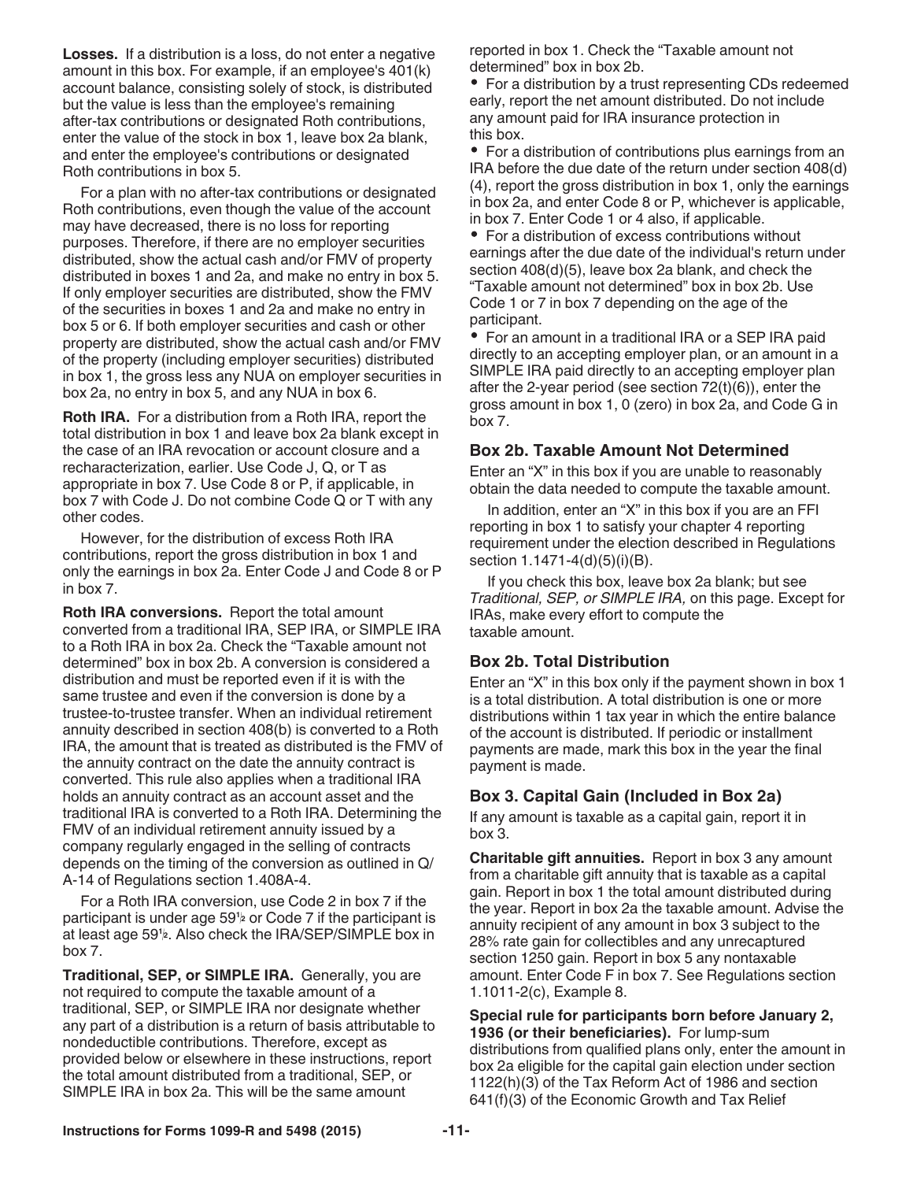**Losses.** If a distribution is a loss, do not enter a negative amount in this box. For example, if an employee's 401(k) account balance, consisting solely of stock, is distributed but the value is less than the employee's remaining after-tax contributions or designated Roth contributions, enter the value of the stock in box 1, leave box 2a blank, and enter the employee's contributions or designated Roth contributions in box 5.

For a plan with no after-tax contributions or designated Roth contributions, even though the value of the account may have decreased, there is no loss for reporting purposes. Therefore, if there are no employer securities distributed, show the actual cash and/or FMV of property distributed in boxes 1 and 2a, and make no entry in box 5. If only employer securities are distributed, show the FMV of the securities in boxes 1 and 2a and make no entry in box 5 or 6. If both employer securities and cash or other property are distributed, show the actual cash and/or FMV of the property (including employer securities) distributed in box 1, the gross less any NUA on employer securities in box 2a, no entry in box 5, and any NUA in box 6.

**Roth IRA.** For a distribution from a Roth IRA, report the total distribution in box 1 and leave box 2a blank except in the case of an IRA revocation or account closure and a recharacterization, earlier. Use Code J, Q, or T as appropriate in box 7. Use Code 8 or P, if applicable, in box 7 with Code J. Do not combine Code Q or T with any other codes.

However, for the distribution of excess Roth IRA contributions, report the gross distribution in box 1 and only the earnings in box 2a. Enter Code J and Code 8 or P in box 7.

**Roth IRA conversions.** Report the total amount converted from a traditional IRA, SEP IRA, or SIMPLE IRA to a Roth IRA in box 2a. Check the "Taxable amount not determined" box in box 2b. A conversion is considered a distribution and must be reported even if it is with the same trustee and even if the conversion is done by a trustee-to-trustee transfer. When an individual retirement annuity described in section 408(b) is converted to a Roth IRA, the amount that is treated as distributed is the FMV of the annuity contract on the date the annuity contract is converted. This rule also applies when a traditional IRA holds an annuity contract as an account asset and the traditional IRA is converted to a Roth IRA. Determining the FMV of an individual retirement annuity issued by a company regularly engaged in the selling of contracts depends on the timing of the conversion as outlined in Q/A-14 of Regulations section 1.408A-4.

For a Roth IRA conversion, use Code 2 in box 7 if the participant is under age 59½ or Code 7 if the participant is at least age 59½. Also check the IRA/SEP/SIMPLE box in box 7.

**Traditional, SEP, or SIMPLE IRA.** Generally, you are not required to compute the taxable amount of a traditional, SEP, or SIMPLE IRA nor designate whether any part of a distribution is a return of basis attributable to nondeductible contributions. Therefore, except as provided below or elsewhere in these instructions, report the total amount distributed from a traditional, SEP, or SIMPLE IRA in box 2a. This will be the same amount reported in box 1. Check the "Taxable amount not determined" box in box 2b.

- For a distribution by a trust representing CDs redeemed early, report the net amount distributed. Do not include any amount paid for IRA insurance protection in this box.
- For a distribution of contributions plus earnings from an IRA before the due date of the return under section 408(d)(4), report the gross distribution in box 1, only the earnings in box 2a, and enter Code 8 or P, whichever is applicable, in box 7. Enter Code 1 or 4 also, if applicable.
- For a distribution of excess contributions without earnings after the due date of the individual's return under section 408(d)(5), leave box 2a blank, and check the "Taxable amount not determined" box in box 2b. Use Code 1 or 7 in box 7 depending on the age of the participant.
- For an amount in a traditional IRA or a SEP IRA paid directly to an accepting employer plan, or an amount in a SIMPLE IRA paid directly to an accepting employer plan after the 2-year period (see section 72(t)(6)), enter the gross amount in box 1, 0 (zero) in box 2a, and Code G in box 7.

### Box 2b. Taxable Amount Not Determined

Enter an "X" in this box if you are unable to reasonably obtain the data needed to compute the taxable amount.

In addition, enter an "X" in this box if you are an FFI reporting in box 1 to satisfy your chapter 4 reporting requirement under the election described in Regulations section 1.1471-4(d)(5)(i)(B).

If you check this box, leave box 2a blank; but see *Traditional, SEP, or SIMPLE IRA,* on this page. Except for IRAs, make every effort to compute the taxable amount.

### Box 2b. Total Distribution

Enter an "X" in this box only if the payment shown in box 1 is a total distribution. A total distribution is one or more distributions within 1 tax year in which the entire balance of the account is distributed. If periodic or installment payments are made, mark this box in the year the final payment is made.

### Box 3. Capital Gain (Included in Box 2a)

If any amount is taxable as a capital gain, report it in box 3.

**Charitable gift annuities.** Report in box 3 any amount from a charitable gift annuity that is taxable as a capital gain. Report in box 1 the total amount distributed during the year. Report in box 2a the taxable amount. Advise the annuity recipient of any amount in box 3 subject to the 28% rate gain for collectibles and any unrecaptured section 1250 gain. Report in box 5 any nontaxable amount. Enter Code F in box 7. See Regulations section 1.1011-2(c), Example 8.

**Special rule for participants born before January 2, 1936 (or their beneficiaries).** For lump-sum distributions from qualified plans only, enter the amount in box 2a eligible for the capital gain election under section 1122(h)(3) of the Tax Reform Act of 1986 and section 641(f)(3) of the Economic Growth and Tax Relief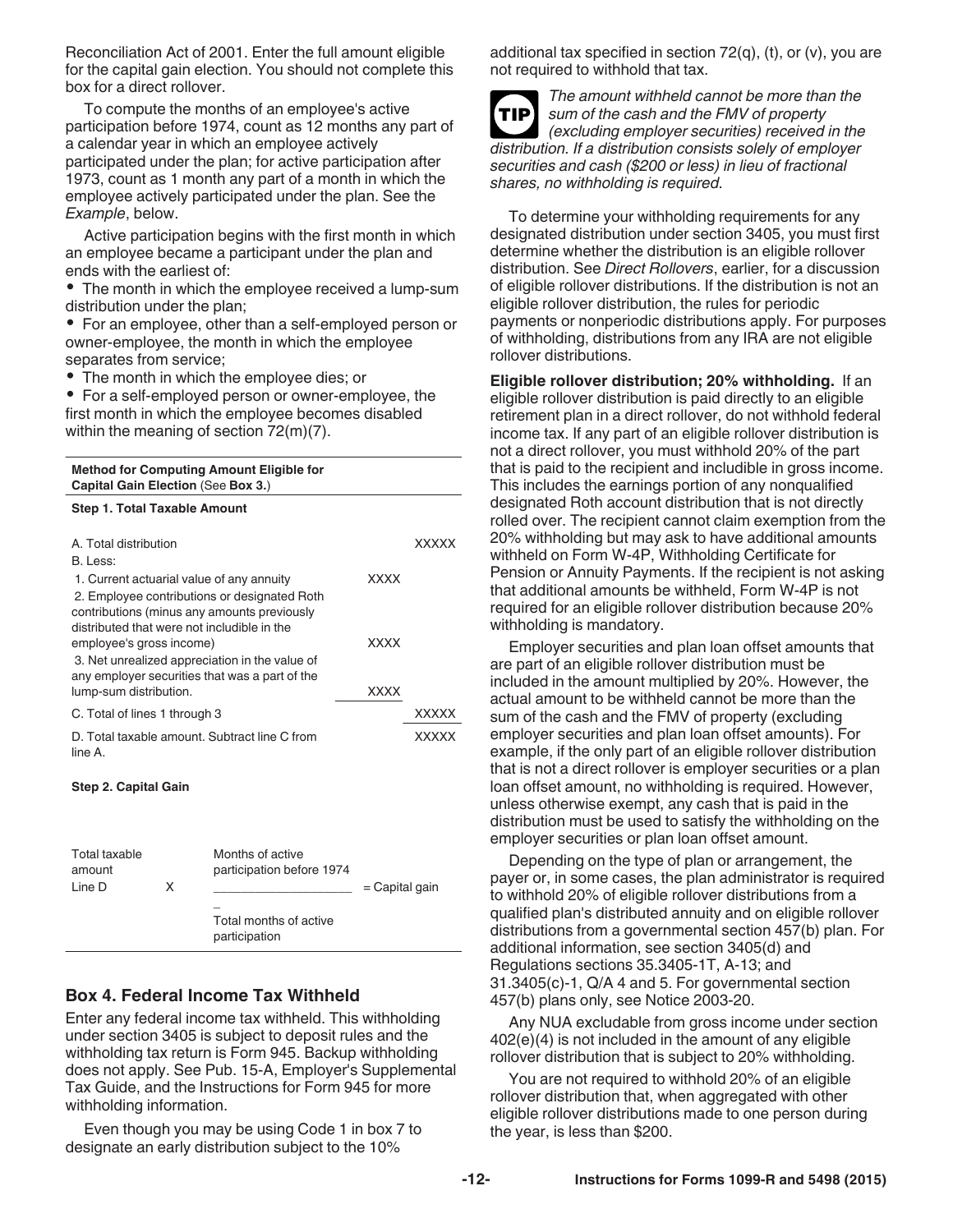Reconciliation Act of 2001. Enter the full amount eligible for the capital gain election. You should not complete this box for a direct rollover.

To compute the months of an employee's active participation before 1974, count as 12 months any part of a calendar year in which an employee actively participated under the plan; for active participation after 1973, count as 1 month any part of a month in which the employee actively participated under the plan. See the *Example*, below.

Active participation begins with the first month in which an employee became a participant under the plan and ends with the earliest of:

- The month in which the employee received a lump-sum distribution under the plan;
- For an employee, other than a self-employed person or owner-employee, the month in which the employee separates from service;
- The month in which the employee dies; or
- For a self-employed person or owner-employee, the first month in which the employee becomes disabled within the meaning of section 72(m)(7).

**Method for Computing Amount Eligible for Capital Gain Election** (See **Box 3.**)

**Step 1. Total Taxable Amount**

| | | |
|---|---|---|
| A. Total distribution | | XXXXX |
| B. Less: | | |
| 1. Current actuarial value of any annuity | XXXX | |
| 2. Employee contributions or designated Roth contributions (minus any amounts previously distributed that were not includible in the employee's gross income) | XXXX | |
| 3. Net unrealized appreciation in the value of any employer securities that was a part of the lump-sum distribution. | XXXX | |
| C. Total of lines 1 through 3 | | XXXXX |
| D. Total taxable amount. Subtract line C from line A. | | XXXXX |

**Step 2. Capital Gain**

$$\text{Total taxable amount Line D} \times \frac{\text{Months of active participation before 1974}}{\text{Total months of active participation}} = \text{Capital gain}$$

## Box 4. Federal Income Tax Withheld

Enter any federal income tax withheld. This withholding under section 3405 is subject to deposit rules and the withholding tax return is Form 945. Backup withholding does not apply. See Pub. 15-A, Employer's Supplemental Tax Guide, and the Instructions for Form 945 for more withholding information.

Even though you may be using Code 1 in box 7 to designate an early distribution subject to the 10% additional tax specified in section 72(q), (t), or (v), you are not required to withhold that tax.

**TIP** *The amount withheld cannot be more than the sum of the cash and the FMV of property (excluding employer securities) received in the distribution. If a distribution consists solely of employer securities and cash ($200 or less) in lieu of fractional shares, no withholding is required.*

To determine your withholding requirements for any designated distribution under section 3405, you must first determine whether the distribution is an eligible rollover distribution. See *Direct Rollovers*, earlier, for a discussion of eligible rollover distributions. If the distribution is not an eligible rollover distribution, the rules for periodic payments or nonperiodic distributions apply. For purposes of withholding, distributions from any IRA are not eligible rollover distributions.

**Eligible rollover distribution; 20% withholding.** If an eligible rollover distribution is paid directly to an eligible retirement plan in a direct rollover, do not withhold federal income tax. If any part of an eligible rollover distribution is not a direct rollover, you must withhold 20% of the part that is paid to the recipient and includible in gross income. This includes the earnings portion of any nonqualified designated Roth account distribution that is not directly rolled over. The recipient cannot claim exemption from the 20% withholding but may ask to have additional amounts withheld on Form W-4P, Withholding Certificate for Pension or Annuity Payments. If the recipient is not asking that additional amounts be withheld, Form W-4P is not required for an eligible rollover distribution because 20% withholding is mandatory.

Employer securities and plan loan offset amounts that are part of an eligible rollover distribution must be included in the amount multiplied by 20%. However, the actual amount to be withheld cannot be more than the sum of the cash and the FMV of property (excluding employer securities and plan loan offset amounts). For example, if the only part of an eligible rollover distribution that is not a direct rollover is employer securities or a plan loan offset amount, no withholding is required. However, unless otherwise exempt, any cash that is paid in the distribution must be used to satisfy the withholding on the employer securities or plan loan offset amount.

Depending on the type of plan or arrangement, the payer or, in some cases, the plan administrator is required to withhold 20% of eligible rollover distributions from a qualified plan's distributed annuity and on eligible rollover distributions from a governmental section 457(b) plan. For additional information, see section 3405(d) and Regulations sections 35.3405-1T, A-13; and 31.3405(c)-1, Q/A 4 and 5. For governmental section 457(b) plans only, see Notice 2003-20.

Any NUA excludable from gross income under section 402(e)(4) is not included in the amount of any eligible rollover distribution that is subject to 20% withholding.

You are not required to withhold 20% of an eligible rollover distribution that, when aggregated with other eligible rollover distributions made to one person during the year, is less than $200.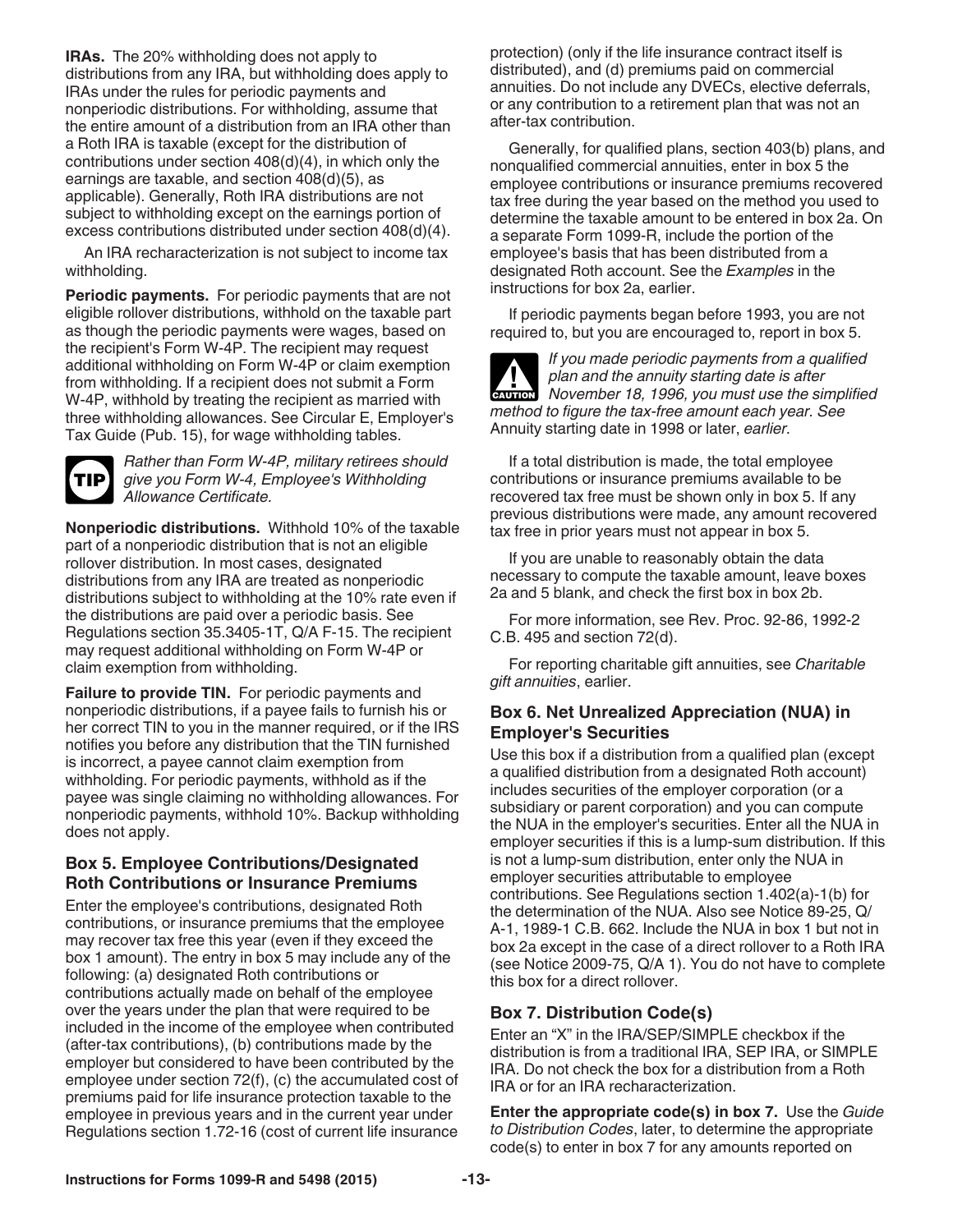**IRAs.** The 20% withholding does not apply to distributions from any IRA, but withholding does apply to IRAs under the rules for periodic payments and nonperiodic distributions. For withholding, assume that the entire amount of a distribution from an IRA other than a Roth IRA is taxable (except for the distribution of contributions under section 408(d)(4), in which only the earnings are taxable, and section 408(d)(5), as applicable). Generally, Roth IRA distributions are not subject to withholding except on the earnings portion of excess contributions distributed under section 408(d)(4).

An IRA recharacterization is not subject to income tax withholding.

**Periodic payments.** For periodic payments that are not eligible rollover distributions, withhold on the taxable part as though the periodic payments were wages, based on the recipient's Form W-4P. The recipient may request additional withholding on Form W-4P or claim exemption from withholding. If a recipient does not submit a Form W-4P, withhold by treating the recipient as married with three withholding allowances. See Circular E, Employer's Tax Guide (Pub. 15), for wage withholding tables.

TIP: *Rather than Form W-4P, military retirees should give you Form W-4, Employee's Withholding Allowance Certificate.*

**Nonperiodic distributions.** Withhold 10% of the taxable part of a nonperiodic distribution that is not an eligible rollover distribution. In most cases, designated distributions from any IRA are treated as nonperiodic distributions subject to withholding at the 10% rate even if the distributions are paid over a periodic basis. See Regulations section 35.3405-1T, Q/A F-15. The recipient may request additional withholding on Form W-4P or claim exemption from withholding.

**Failure to provide TIN.** For periodic payments and nonperiodic distributions, if a payee fails to furnish his or her correct TIN to you in the manner required, or if the IRS notifies you before any distribution that the TIN furnished is incorrect, a payee cannot claim exemption from withholding. For periodic payments, withhold as if the payee was single claiming no withholding allowances. For nonperiodic payments, withhold 10%. Backup withholding does not apply.

### Box 5. Employee Contributions/Designated Roth Contributions or Insurance Premiums

Enter the employee's contributions, designated Roth contributions, or insurance premiums that the employee may recover tax free this year (even if they exceed the box 1 amount). The entry in box 5 may include any of the following: (a) designated Roth contributions or contributions actually made on behalf of the employee over the years under the plan that were required to be included in the income of the employee when contributed (after-tax contributions), (b) contributions made by the employer but considered to have been contributed by the employee under section 72(f), (c) the accumulated cost of premiums paid for life insurance protection taxable to the employee in previous years and in the current year under Regulations section 1.72-16 (cost of current life insurance protection) (only if the life insurance contract itself is distributed), and (d) premiums paid on commercial annuities. Do not include any DVECs, elective deferrals, or any contribution to a retirement plan that was not an after-tax contribution.

Generally, for qualified plans, section 403(b) plans, and nonqualified commercial annuities, enter in box 5 the employee contributions or insurance premiums recovered tax free during the year based on the method you used to determine the taxable amount to be entered in box 2a. On a separate Form 1099-R, include the portion of the employee's basis that has been distributed from a designated Roth account. See the *Examples* in the instructions for box 2a, earlier.

If periodic payments began before 1993, you are not required to, but you are encouraged to, report in box 5.

CAUTION: *If you made periodic payments from a qualified plan and the annuity starting date is after November 18, 1996, you must use the simplified method to figure the tax-free amount each year. See* Annuity starting date in 1998 or later, *earlier.*

If a total distribution is made, the total employee contributions or insurance premiums available to be recovered tax free must be shown only in box 5. If any previous distributions were made, any amount recovered tax free in prior years must not appear in box 5.

If you are unable to reasonably obtain the data necessary to compute the taxable amount, leave boxes 2a and 5 blank, and check the first box in box 2b.

For more information, see Rev. Proc. 92-86, 1992-2 C.B. 495 and section 72(d).

For reporting charitable gift annuities, see *Charitable gift annuities*, earlier.

### Box 6. Net Unrealized Appreciation (NUA) in Employer's Securities

Use this box if a distribution from a qualified plan (except a qualified distribution from a designated Roth account) includes securities of the employer corporation (or a subsidiary or parent corporation) and you can compute the NUA in the employer's securities. Enter all the NUA in employer securities if this is a lump-sum distribution. If this is not a lump-sum distribution, enter only the NUA in employer securities attributable to employee contributions. See Regulations section 1.402(a)-1(b) for the determination of the NUA. Also see Notice 89-25, Q/A-1, 1989-1 C.B. 662. Include the NUA in box 1 but not in box 2a except in the case of a direct rollover to a Roth IRA (see Notice 2009-75, Q/A 1). You do not have to complete this box for a direct rollover.

### Box 7. Distribution Code(s)

Enter an "X" in the IRA/SEP/SIMPLE checkbox if the distribution is from a traditional IRA, SEP IRA, or SIMPLE IRA. Do not check the box for a distribution from a Roth IRA or for an IRA recharacterization.

**Enter the appropriate code(s) in box 7.** Use the *Guide to Distribution Codes*, later, to determine the appropriate code(s) to enter in box 7 for any amounts reported on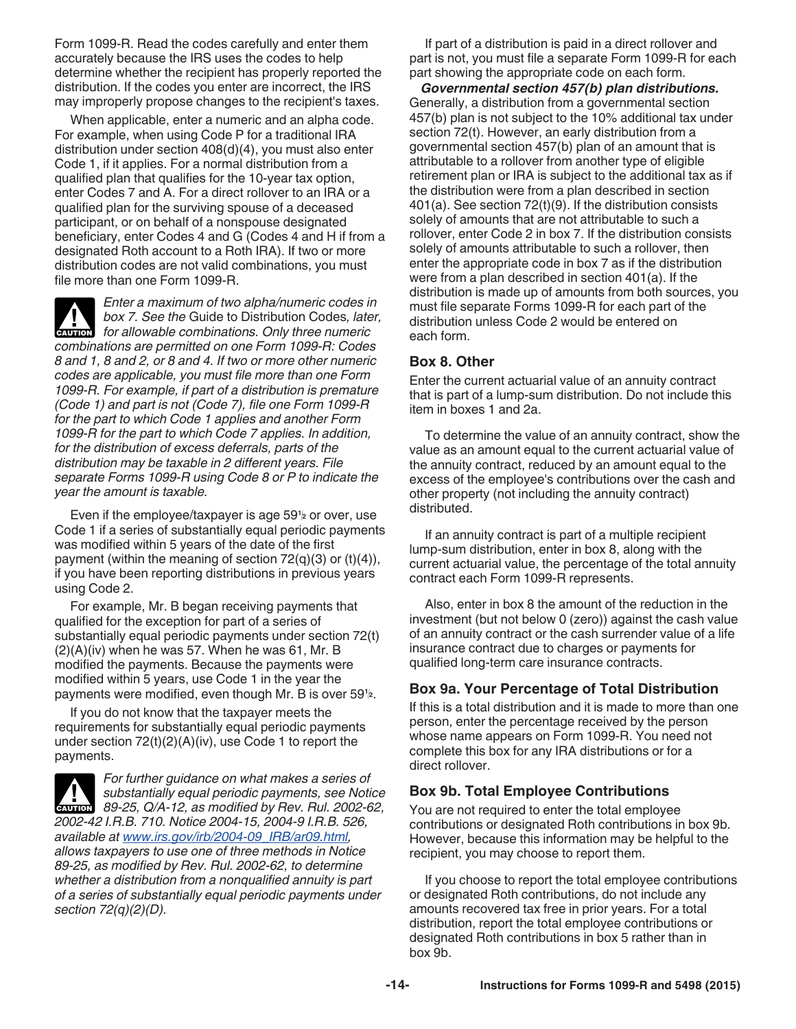Form 1099-R. Read the codes carefully and enter them accurately because the IRS uses the codes to help determine whether the recipient has properly reported the distribution. If the codes you enter are incorrect, the IRS may improperly propose changes to the recipient's taxes.

When applicable, enter a numeric and an alpha code. For example, when using Code P for a traditional IRA distribution under section 408(d)(4), you must also enter Code 1, if it applies. For a normal distribution from a qualified plan that qualifies for the 10-year tax option, enter Codes 7 and A. For a direct rollover to an IRA or a qualified plan for the surviving spouse of a deceased participant, or on behalf of a nonspouse designated beneficiary, enter Codes 4 and G (Codes 4 and H if from a designated Roth account to a Roth IRA). If two or more distribution codes are not valid combinations, you must file more than one Form 1099-R.

**CAUTION**: *Enter a maximum of two alpha/numeric codes in box 7. See the* Guide to Distribution Codes*, later, for allowable combinations. Only three numeric combinations are permitted on one Form 1099-R: Codes 8 and 1, 8 and 2, or 8 and 4. If two or more other numeric codes are applicable, you must file more than one Form 1099-R. For example, if part of a distribution is premature (Code 1) and part is not (Code 7), file one Form 1099-R for the part to which Code 1 applies and another Form 1099-R for the part to which Code 7 applies. In addition, for the distribution of excess deferrals, parts of the distribution may be taxable in 2 different years. File separate Forms 1099-R using Code 8 or P to indicate the year the amount is taxable.*

Even if the employee/taxpayer is age 59½ or over, use Code 1 if a series of substantially equal periodic payments was modified within 5 years of the date of the first payment (within the meaning of section 72(q)(3) or (t)(4)), if you have been reporting distributions in previous years using Code 2.

For example, Mr. B began receiving payments that qualified for the exception for part of a series of substantially equal periodic payments under section 72(t)(2)(A)(iv) when he was 57. When he was 61, Mr. B modified the payments. Because the payments were modified within 5 years, use Code 1 in the year the payments were modified, even though Mr. B is over 59½.

If you do not know that the taxpayer meets the requirements for substantially equal periodic payments under section 72(t)(2)(A)(iv), use Code 1 to report the payments.

**CAUTION**: *For further guidance on what makes a series of substantially equal periodic payments, see Notice 89-25, Q/A-12, as modified by Rev. Rul. 2002-62, 2002-42 I.R.B. 710. Notice 2004-15, 2004-9 I.R.B. 526, available at www.irs.gov/irb/2004-09_IRB/ar09.html, allows taxpayers to use one of three methods in Notice 89-25, as modified by Rev. Rul. 2002-62, to determine whether a distribution from a nonqualified annuity is part of a series of substantially equal periodic payments under section 72(q)(2)(D).*

If part of a distribution is paid in a direct rollover and part is not, you must file a separate Form 1099-R for each part showing the appropriate code on each form.

***Governmental section 457(b) plan distributions.*** Generally, a distribution from a governmental section 457(b) plan is not subject to the 10% additional tax under section 72(t). However, an early distribution from a governmental section 457(b) plan of an amount that is attributable to a rollover from another type of eligible retirement plan or IRA is subject to the additional tax as if the distribution were from a plan described in section 401(a). See section 72(t)(9). If the distribution consists solely of amounts that are not attributable to such a rollover, enter Code 2 in box 7. If the distribution consists solely of amounts attributable to such a rollover, then enter the appropriate code in box 7 as if the distribution were from a plan described in section 401(a). If the distribution is made up of amounts from both sources, you must file separate Forms 1099-R for each part of the distribution unless Code 2 would be entered on each form.

### Box 8. Other

Enter the current actuarial value of an annuity contract that is part of a lump-sum distribution. Do not include this item in boxes 1 and 2a.

To determine the value of an annuity contract, show the value as an amount equal to the current actuarial value of the annuity contract, reduced by an amount equal to the excess of the employee's contributions over the cash and other property (not including the annuity contract) distributed.

If an annuity contract is part of a multiple recipient lump-sum distribution, enter in box 8, along with the current actuarial value, the percentage of the total annuity contract each Form 1099-R represents.

Also, enter in box 8 the amount of the reduction in the investment (but not below 0 (zero)) against the cash value of an annuity contract or the cash surrender value of a life insurance contract due to charges or payments for qualified long-term care insurance contracts.

### Box 9a. Your Percentage of Total Distribution

If this is a total distribution and it is made to more than one person, enter the percentage received by the person whose name appears on Form 1099-R. You need not complete this box for any IRA distributions or for a direct rollover.

### Box 9b. Total Employee Contributions

You are not required to enter the total employee contributions or designated Roth contributions in box 9b. However, because this information may be helpful to the recipient, you may choose to report them.

If you choose to report the total employee contributions or designated Roth contributions, do not include any amounts recovered tax free in prior years. For a total distribution, report the total employee contributions or designated Roth contributions in box 5 rather than in box 9b.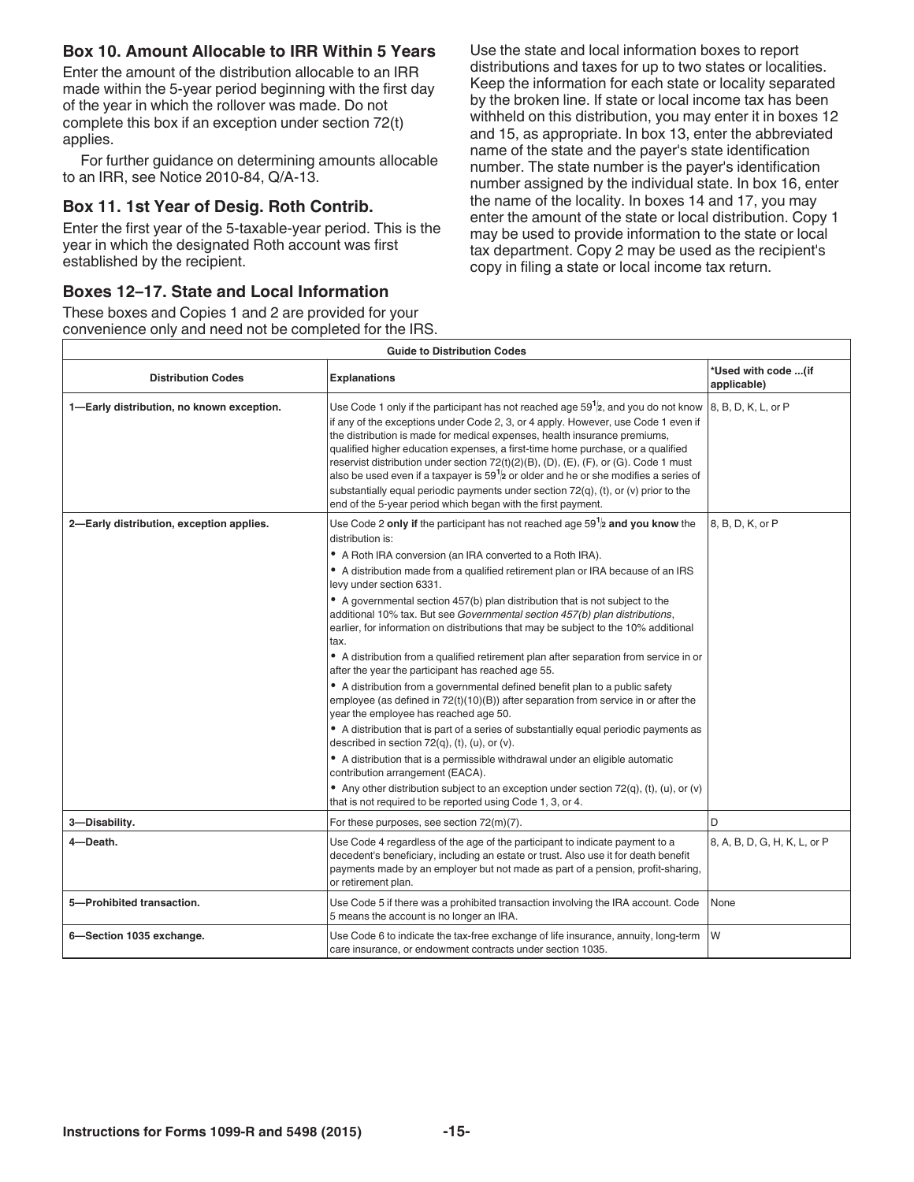### Box 10. Amount Allocable to IRR Within 5 Years

Enter the amount of the distribution allocable to an IRR made within the 5-year period beginning with the first day of the year in which the rollover was made. Do not complete this box if an exception under section 72(t) applies.

For further guidance on determining amounts allocable to an IRR, see Notice 2010-84, Q/A-13.

### Box 11. 1st Year of Desig. Roth Contrib.

Enter the first year of the 5-taxable-year period. This is the year in which the designated Roth account was first established by the recipient.

### Boxes 12–17. State and Local Information

These boxes and Copies 1 and 2 are provided for your convenience only and need not be completed for the IRS.

Use the state and local information boxes to report distributions and taxes for up to two states or localities. Keep the information for each state or locality separated by the broken line. If state or local income tax has been withheld on this distribution, you may enter it in boxes 12 and 15, as appropriate. In box 13, enter the abbreviated name of the state and the payer's state identification number. The state number is the payer's identification number assigned by the individual state. In box 16, enter the name of the locality. In boxes 14 and 17, you may enter the amount of the state or local distribution. Copy 1 may be used to provide information to the state or local tax department. Copy 2 may be used as the recipient's copy in filing a state or local income tax return.

**Guide to Distribution Codes**

| Distribution Codes | Explanations | *Used with code ...(if applicable) |
|---|---|---|
| **1—Early distribution, no known exception.** | Use Code 1 only if the participant has not reached age 59½, and you do not know if any of the exceptions under Code 2, 3, or 4 apply. However, use Code 1 even if the distribution is made for medical expenses, health insurance premiums, qualified higher education expenses, a first-time home purchase, or a qualified reservist distribution under section 72(t)(2)(B), (D), (E), (F), or (G). Code 1 must also be used even if a taxpayer is 59½ or older and he or she modifies a series of substantially equal periodic payments under section 72(q), (t), or (v) prior to the end of the 5-year period which began with the first payment. | 8, B, D, K, L, or P |
| **2—Early distribution, exception applies.** | Use Code 2 **only if** the participant has not reached age 59½ **and you know** the distribution is:<br>• A Roth IRA conversion (an IRA converted to a Roth IRA).<br>• A distribution made from a qualified retirement plan or IRA because of an IRS levy under section 6331.<br>• A governmental section 457(b) plan distribution that is not subject to the additional 10% tax. But see *Governmental section 457(b) plan distributions*, earlier, for information on distributions that may be subject to the 10% additional tax.<br>• A distribution from a qualified retirement plan after separation from service in or after the year the participant has reached age 55.<br>• A distribution from a governmental defined benefit plan to a public safety employee (as defined in 72(t)(10)(B)) after separation from service in or after the year the employee has reached age 50.<br>• A distribution that is part of a series of substantially equal periodic payments as described in section 72(q), (t), (u), or (v).<br>• A distribution that is a permissible withdrawal under an eligible automatic contribution arrangement (EACA).<br>• Any other distribution subject to an exception under section 72(q), (t), (u), or (v) that is not required to be reported using Code 1, 3, or 4. | 8, B, D, K, or P |
| **3—Disability.** | For these purposes, see section 72(m)(7). | D |
| **4—Death.** | Use Code 4 regardless of the age of the participant to indicate payment to a decedent's beneficiary, including an estate or trust. Also use it for death benefit payments made by an employer but not made as part of a pension, profit-sharing, or retirement plan. | 8, A, B, D, G, H, K, L, or P |
| **5—Prohibited transaction.** | Use Code 5 if there was a prohibited transaction involving the IRA account. Code 5 means the account is no longer an IRA. | None |
| **6—Section 1035 exchange.** | Use Code 6 to indicate the tax-free exchange of life insurance, annuity, long-term care insurance, or endowment contracts under section 1035. | W |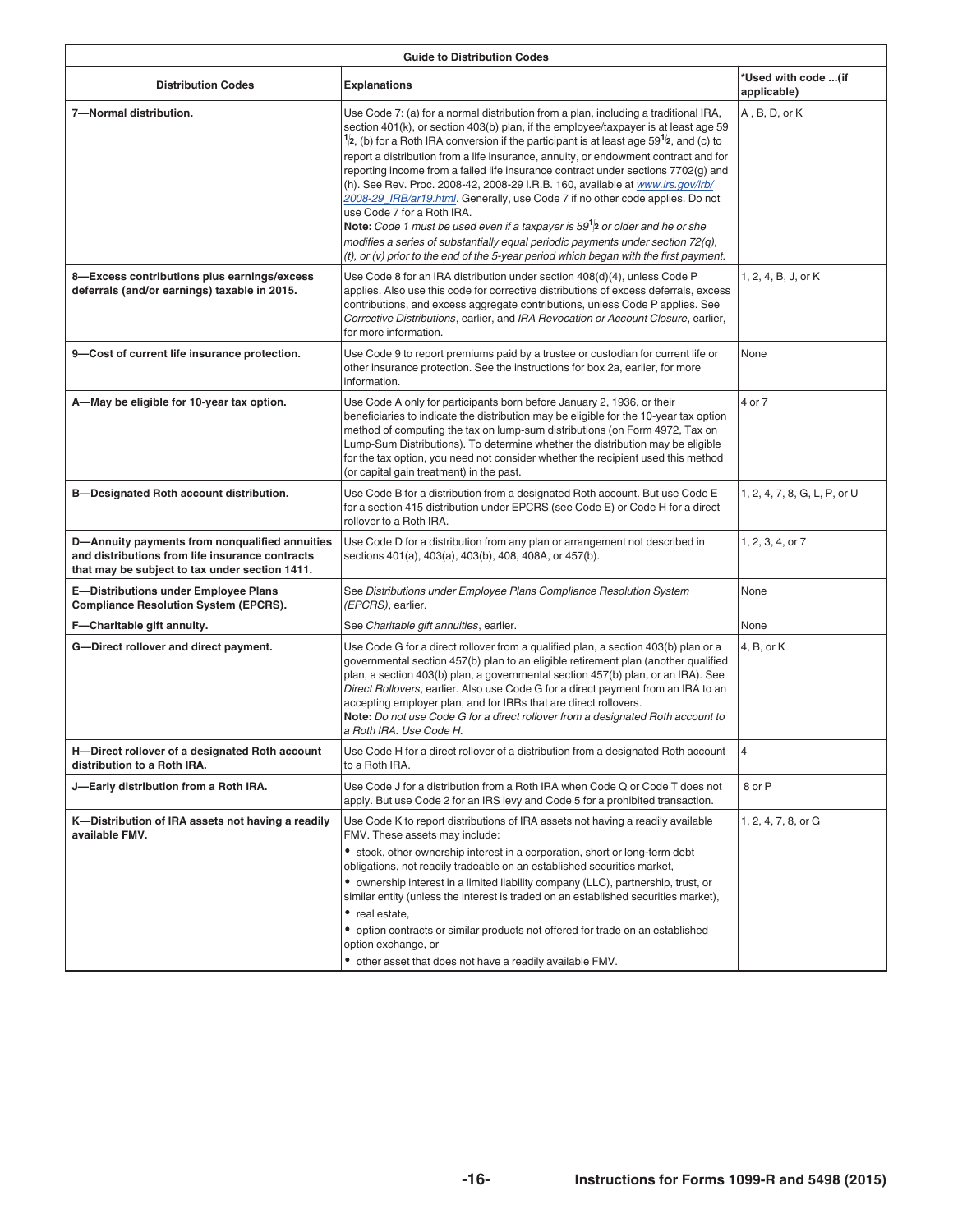| Guide to Distribution Codes | | |
|---|---|---|
| **Distribution Codes** | **Explanations** | **\*Used with code ...(if applicable)** |
| **7—Normal distribution.** | Use Code 7: (a) for a normal distribution from a plan, including a traditional IRA, section 401(k), or section 403(b) plan, if the employee/taxpayer is at least age 59 $\frac{1}{2}$, (b) for a Roth IRA conversion if the participant is at least age 59$\frac{1}{2}$, and (c) to report a distribution from a life insurance, annuity, or endowment contract and for reporting income from a failed life insurance contract under sections 7702(g) and (h). See Rev. Proc. 2008-42, 2008-29 I.R.B. 160, available at *www.irs.gov/irb/2008-29_IRB/ar19.html*. Generally, use Code 7 if no other code applies. Do not use Code 7 for a Roth IRA. **Note:** *Code 1 must be used even if a taxpayer is 59$\frac{1}{2}$ or older and he or she modifies a series of substantially equal periodic payments under section 72(q), (t), or (v) prior to the end of the 5-year period which began with the first payment.* | A , B, D, or K |
| **8—Excess contributions plus earnings/excess deferrals (and/or earnings) taxable in 2015.** | Use Code 8 for an IRA distribution under section 408(d)(4), unless Code P applies. Also use this code for corrective distributions of excess deferrals, excess contributions, and excess aggregate contributions, unless Code P applies. See *Corrective Distributions*, earlier, and *IRA Revocation or Account Closure*, earlier, for more information. | 1, 2, 4, B, J, or K |
| **9—Cost of current life insurance protection.** | Use Code 9 to report premiums paid by a trustee or custodian for current life or other insurance protection. See the instructions for box 2a, earlier, for more information. | None |
| **A—May be eligible for 10-year tax option.** | Use Code A only for participants born before January 2, 1936, or their beneficiaries to indicate the distribution may be eligible for the 10-year tax option method of computing the tax on lump-sum distributions (on Form 4972, Tax on Lump-Sum Distributions). To determine whether the distribution may be eligible for the tax option, you need not consider whether the recipient used this method (or capital gain treatment) in the past. | 4 or 7 |
| **B—Designated Roth account distribution.** | Use Code B for a distribution from a designated Roth account. But use Code E for a section 415 distribution under EPCRS (see Code E) or Code H for a direct rollover to a Roth IRA. | 1, 2, 4, 7, 8, G, L, P, or U |
| **D—Annuity payments from nonqualified annuities and distributions from life insurance contracts that may be subject to tax under section 1411.** | Use Code D for a distribution from any plan or arrangement not described in sections 401(a), 403(a), 403(b), 408, 408A, or 457(b). | 1, 2, 3, 4, or 7 |
| **E—Distributions under Employee Plans Compliance Resolution System (EPCRS).** | See *Distributions under Employee Plans Compliance Resolution System (EPCRS)*, earlier. | None |
| **F—Charitable gift annuity.** | See *Charitable gift annuities*, earlier. | None |
| **G—Direct rollover and direct payment.** | Use Code G for a direct rollover from a qualified plan, a section 403(b) plan or a governmental section 457(b) plan to an eligible retirement plan (another qualified plan, a section 403(b) plan, a governmental section 457(b) plan, or an IRA). See *Direct Rollovers*, earlier. Also use Code G for a direct payment from an IRA to an accepting employer plan, and for IRRs that are direct rollovers. **Note:** *Do not use Code G for a direct rollover from a designated Roth account to a Roth IRA. Use Code H.* | 4, B, or K |
| **H—Direct rollover of a designated Roth account distribution to a Roth IRA.** | Use Code H for a direct rollover of a distribution from a designated Roth account to a Roth IRA. | 4 |
| **J—Early distribution from a Roth IRA.** | Use Code J for a distribution from a Roth IRA when Code Q or Code T does not apply. But use Code 2 for an IRS levy and Code 5 for a prohibited transaction. | 8 or P |
| **K—Distribution of IRA assets not having a readily available FMV.** | Use Code K to report distributions of IRA assets not having a readily available FMV. These assets may include: • stock, other ownership interest in a corporation, short or long-term debt obligations, not readily tradeable on an established securities market, • ownership interest in a limited liability company (LLC), partnership, trust, or similar entity (unless the interest is traded on an established securities market), • real estate, • option contracts or similar products not offered for trade on an established option exchange, or • other asset that does not have a readily available FMV. | 1, 2, 4, 7, 8, or G |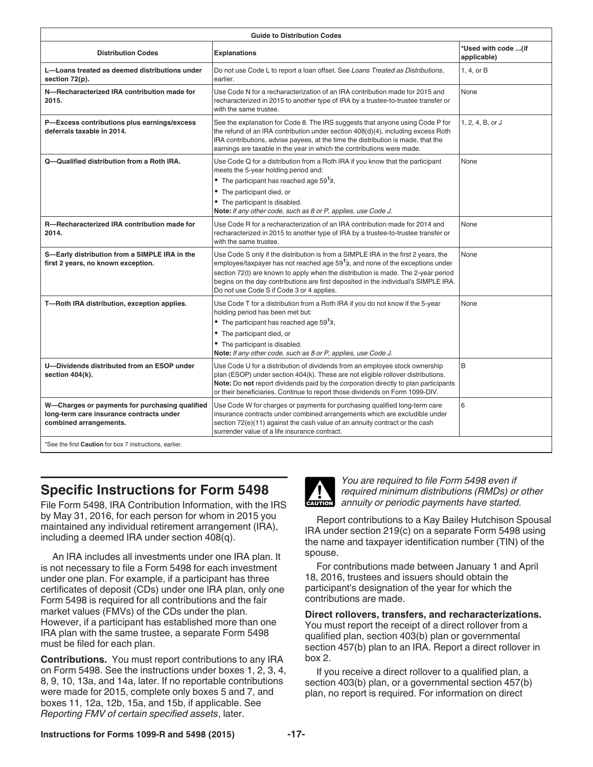| Guide to Distribution Codes | | |
|---|---|---|
| **Distribution Codes** | **Explanations** | ***Used with code ...(if applicable)** |
| **L—Loans treated as deemed distributions under section 72(p).** | Do not use Code L to report a loan offset. See *Loans Treated as Distributions*, earlier. | 1, 4, or B |
| **N—Recharacterized IRA contribution made for 2015.** | Use Code N for a recharacterization of an IRA contribution made for 2015 and recharacterized in 2015 to another type of IRA by a trustee-to-trustee transfer or with the same trustee. | None |
| **P—Excess contributions plus earnings/excess deferrals taxable in 2014.** | See the explanation for Code 8. The IRS suggests that anyone using Code P for the refund of an IRA contribution under section 408(d)(4), including excess Roth IRA contributions, advise payees, at the time the distribution is made, that the earnings are taxable in the year in which the contributions were made. | 1, 2, 4, B, or J |
| **Q—Qualified distribution from a Roth IRA.** | Use Code Q for a distribution from a Roth IRA if you know that the participant meets the 5-year holding period and: • The participant has reached age 59½, • The participant died, or • The participant is disabled. **Note:** *If any other code, such as 8 or P, applies, use Code J.* | None |
| **R—Recharacterized IRA contribution made for 2014.** | Use Code R for a recharacterization of an IRA contribution made for 2014 and recharacterized in 2015 to another type of IRA by a trustee-to-trustee transfer or with the same trustee. | None |
| **S—Early distribution from a SIMPLE IRA in the first 2 years, no known exception.** | Use Code S only if the distribution is from a SIMPLE IRA in the first 2 years, the employee/taxpayer has not reached age 59½, and none of the exceptions under section 72(t) are known to apply when the distribution is made. The 2-year period begins on the day contributions are first deposited in the individual's SIMPLE IRA. Do not use Code S if Code 3 or 4 applies. | None |
| **T—Roth IRA distribution, exception applies.** | Use Code T for a distribution from a Roth IRA if you do not know if the 5-year holding period has been met but: • The participant has reached age 59½, • The participant died, or • The participant is disabled. **Note:** *If any other code, such as 8 or P, applies, use Code J.* | None |
| **U—Dividends distributed from an ESOP under section 404(k).** | Use Code U for a distribution of dividends from an employee stock ownership plan (ESOP) under section 404(k). These are not eligible rollover distributions. **Note:** Do **not** report dividends paid by the corporation directly to plan participants or their beneficiaries. Continue to report those dividends on Form 1099-DIV. | B |
| **W—Charges or payments for purchasing qualified long-term care insurance contracts under combined arrangements.** | Use Code W for charges or payments for purchasing qualified long-term care insurance contracts under combined arrangements which are excludible under section 72(e)(11) against the cash value of an annuity contract or the cash surrender value of a life insurance contract. | 6 |

*See the first **Caution** for box 7 instructions, earlier.

## Specific Instructions for Form 5498

File Form 5498, IRA Contribution Information, with the IRS by May 31, 2016, for each person for whom in 2015 you maintained any individual retirement arrangement (IRA), including a deemed IRA under section 408(q).

An IRA includes all investments under one IRA plan. It is not necessary to file a Form 5498 for each investment under one plan. For example, if a participant has three certificates of deposit (CDs) under one IRA plan, only one Form 5498 is required for all contributions and the fair market values (FMVs) of the CDs under the plan. However, if a participant has established more than one IRA plan with the same trustee, a separate Form 5498 must be filed for each plan.

**Contributions.** You must report contributions to any IRA on Form 5498. See the instructions under boxes 1, 2, 3, 4, 8, 9, 10, 13a, and 14a, later. If no reportable contributions were made for 2015, complete only boxes 5 and 7, and boxes 11, 12a, 12b, 15a, and 15b, if applicable. See *Reporting FMV of certain specified assets*, later.

**CAUTION:** *You are required to file Form 5498 even if required minimum distributions (RMDs) or other annuity or periodic payments have started.*

Report contributions to a Kay Bailey Hutchison Spousal IRA under section 219(c) on a separate Form 5498 using the name and taxpayer identification number (TIN) of the spouse.

For contributions made between January 1 and April 18, 2016, trustees and issuers should obtain the participant's designation of the year for which the contributions are made.

**Direct rollovers, transfers, and recharacterizations.** You must report the receipt of a direct rollover from a qualified plan, section 403(b) plan or governmental section 457(b) plan to an IRA. Report a direct rollover in box 2.

If you receive a direct rollover to a qualified plan, a section 403(b) plan, or a governmental section 457(b) plan, no report is required. For information on direct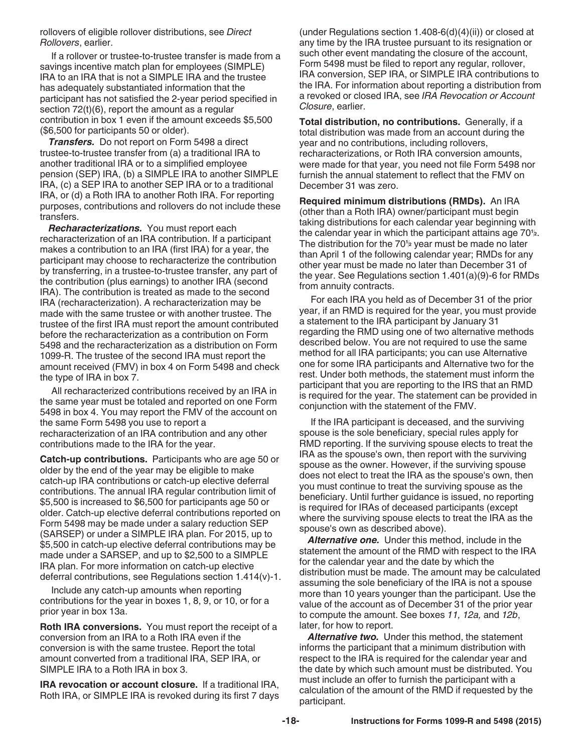rollovers of eligible rollover distributions, see *Direct Rollovers*, earlier.

If a rollover or trustee-to-trustee transfer is made from a savings incentive match plan for employees (SIMPLE) IRA to an IRA that is not a SIMPLE IRA and the trustee has adequately substantiated information that the participant has not satisfied the 2-year period specified in section 72(t)(6), report the amount as a regular contribution in box 1 even if the amount exceeds $5,500 ($6,500 for participants 50 or older).

***Transfers.*** Do not report on Form 5498 a direct trustee-to-trustee transfer from (a) a traditional IRA to another traditional IRA or to a simplified employee pension (SEP) IRA, (b) a SIMPLE IRA to another SIMPLE IRA, (c) a SEP IRA to another SEP IRA or to a traditional IRA, or (d) a Roth IRA to another Roth IRA. For reporting purposes, contributions and rollovers do not include these transfers.

***Recharacterizations.*** You must report each recharacterization of an IRA contribution. If a participant makes a contribution to an IRA (first IRA) for a year, the participant may choose to recharacterize the contribution by transferring, in a trustee-to-trustee transfer, any part of the contribution (plus earnings) to another IRA (second IRA). The contribution is treated as made to the second IRA (recharacterization). A recharacterization may be made with the same trustee or with another trustee. The trustee of the first IRA must report the amount contributed before the recharacterization as a contribution on Form 5498 and the recharacterization as a distribution on Form 1099-R. The trustee of the second IRA must report the amount received (FMV) in box 4 on Form 5498 and check the type of IRA in box 7.

All recharacterized contributions received by an IRA in the same year must be totaled and reported on one Form 5498 in box 4. You may report the FMV of the account on the same Form 5498 you use to report a recharacterization of an IRA contribution and any other contributions made to the IRA for the year.

**Catch-up contributions.** Participants who are age 50 or older by the end of the year may be eligible to make catch-up IRA contributions or catch-up elective deferral contributions. The annual IRA regular contribution limit of $5,500 is increased to $6,500 for participants age 50 or older. Catch-up elective deferral contributions reported on Form 5498 may be made under a salary reduction SEP (SARSEP) or under a SIMPLE IRA plan. For 2015, up to $5,500 in catch-up elective deferral contributions may be made under a SARSEP, and up to $2,500 to a SIMPLE IRA plan. For more information on catch-up elective deferral contributions, see Regulations section 1.414(v)-1.

Include any catch-up amounts when reporting contributions for the year in boxes 1, 8, 9, or 10, or for a prior year in box 13a.

**Roth IRA conversions.** You must report the receipt of a conversion from an IRA to a Roth IRA even if the conversion is with the same trustee. Report the total amount converted from a traditional IRA, SEP IRA, or SIMPLE IRA to a Roth IRA in box 3.

**IRA revocation or account closure.** If a traditional IRA, Roth IRA, or SIMPLE IRA is revoked during its first 7 days (under Regulations section 1.408-6(d)(4)(ii)) or closed at any time by the IRA trustee pursuant to its resignation or such other event mandating the closure of the account, Form 5498 must be filed to report any regular, rollover, IRA conversion, SEP IRA, or SIMPLE IRA contributions to the IRA. For information about reporting a distribution from a revoked or closed IRA, see *IRA Revocation or Account Closure*, earlier.

**Total distribution, no contributions.** Generally, if a total distribution was made from an account during the year and no contributions, including rollovers, recharacterizations, or Roth IRA conversion amounts, were made for that year, you need not file Form 5498 nor furnish the annual statement to reflect that the FMV on December 31 was zero.

**Required minimum distributions (RMDs).** An IRA (other than a Roth IRA) owner/participant must begin taking distributions for each calendar year beginning with the calendar year in which the participant attains age 70½. The distribution for the 70½ year must be made no later than April 1 of the following calendar year; RMDs for any other year must be made no later than December 31 of the year. See Regulations section 1.401(a)(9)-6 for RMDs from annuity contracts.

For each IRA you held as of December 31 of the prior year, if an RMD is required for the year, you must provide a statement to the IRA participant by January 31 regarding the RMD using one of two alternative methods described below. You are not required to use the same method for all IRA participants; you can use Alternative one for some IRA participants and Alternative two for the rest. Under both methods, the statement must inform the participant that you are reporting to the IRS that an RMD is required for the year. The statement can be provided in conjunction with the statement of the FMV.

If the IRA participant is deceased, and the surviving spouse is the sole beneficiary, special rules apply for RMD reporting. If the surviving spouse elects to treat the IRA as the spouse's own, then report with the surviving spouse as the owner. However, if the surviving spouse does not elect to treat the IRA as the spouse's own, then you must continue to treat the surviving spouse as the beneficiary. Until further guidance is issued, no reporting is required for IRAs of deceased participants (except where the surviving spouse elects to treat the IRA as the spouse's own as described above).

***Alternative one.*** Under this method, include in the statement the amount of the RMD with respect to the IRA for the calendar year and the date by which the distribution must be made. The amount may be calculated assuming the sole beneficiary of the IRA is not a spouse more than 10 years younger than the participant. Use the value of the account as of December 31 of the prior year to compute the amount. See boxes *11, 12a,* and *12b*, later, for how to report.

***Alternative two.*** Under this method, the statement informs the participant that a minimum distribution with respect to the IRA is required for the calendar year and the date by which such amount must be distributed. You must include an offer to furnish the participant with a calculation of the amount of the RMD if requested by the participant.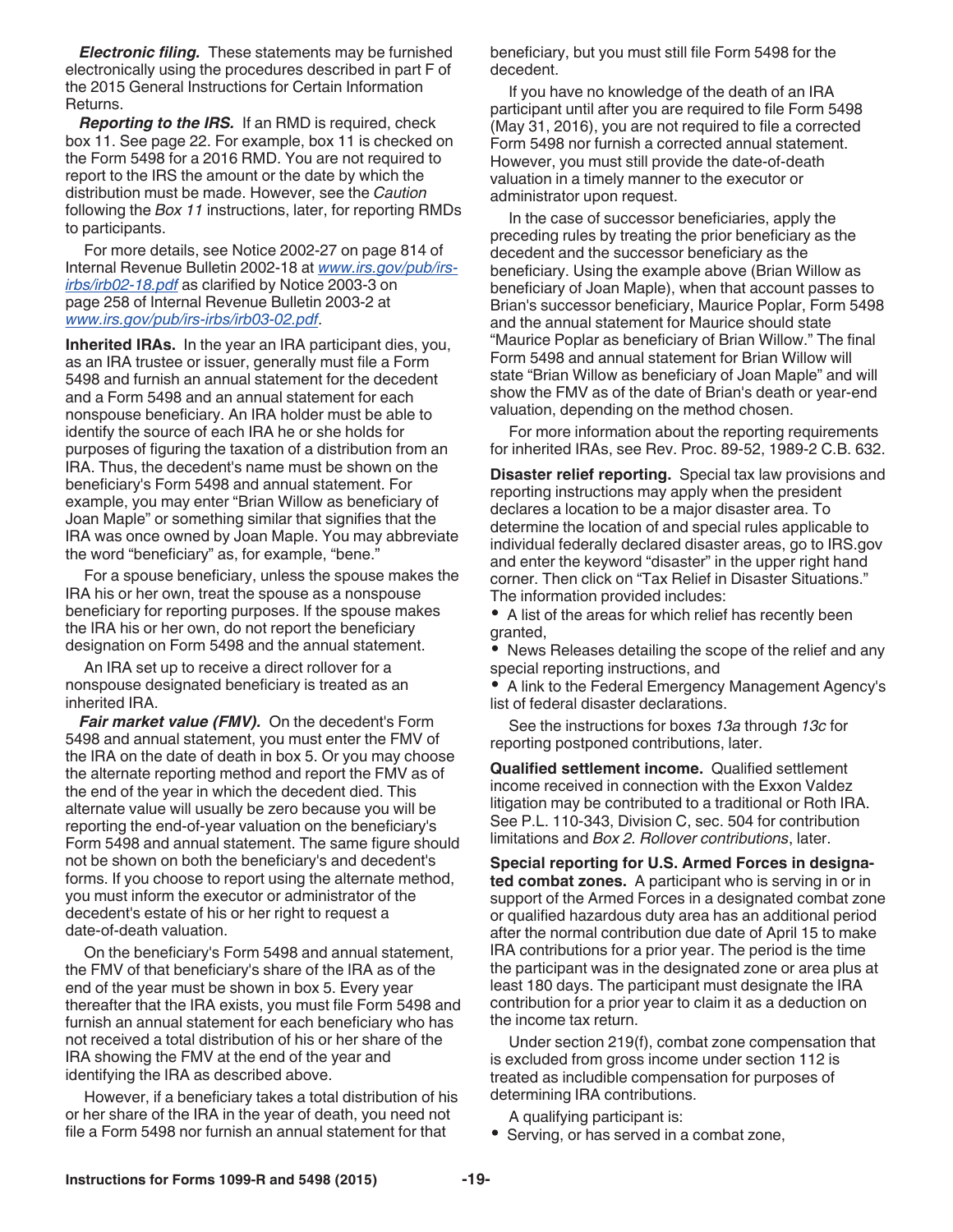***Electronic filing.*** These statements may be furnished electronically using the procedures described in part F of the 2015 General Instructions for Certain Information Returns.

***Reporting to the IRS.*** If an RMD is required, check box 11. See page 22. For example, box 11 is checked on the Form 5498 for a 2016 RMD. You are not required to report to the IRS the amount or the date by which the distribution must be made. However, see the *Caution* following the *Box 11* instructions, later, for reporting RMDs to participants.

For more details, see Notice 2002-27 on page 814 of Internal Revenue Bulletin 2002-18 at *www.irs.gov/pub/irs-irbs/irb02-18.pdf* as clarified by Notice 2003-3 on page 258 of Internal Revenue Bulletin 2003-2 at *www.irs.gov/pub/irs-irbs/irb03-02.pdf*.

**Inherited IRAs.** In the year an IRA participant dies, you, as an IRA trustee or issuer, generally must file a Form 5498 and furnish an annual statement for the decedent and a Form 5498 and an annual statement for each nonspouse beneficiary. An IRA holder must be able to identify the source of each IRA he or she holds for purposes of figuring the taxation of a distribution from an IRA. Thus, the decedent's name must be shown on the beneficiary's Form 5498 and annual statement. For example, you may enter "Brian Willow as beneficiary of Joan Maple" or something similar that signifies that the IRA was once owned by Joan Maple. You may abbreviate the word "beneficiary" as, for example, "bene."

For a spouse beneficiary, unless the spouse makes the IRA his or her own, treat the spouse as a nonspouse beneficiary for reporting purposes. If the spouse makes the IRA his or her own, do not report the beneficiary designation on Form 5498 and the annual statement.

An IRA set up to receive a direct rollover for a nonspouse designated beneficiary is treated as an inherited IRA.

***Fair market value (FMV).*** On the decedent's Form 5498 and annual statement, you must enter the FMV of the IRA on the date of death in box 5. Or you may choose the alternate reporting method and report the FMV as of the end of the year in which the decedent died. This alternate value will usually be zero because you will be reporting the end-of-year valuation on the beneficiary's Form 5498 and annual statement. The same figure should not be shown on both the beneficiary's and decedent's forms. If you choose to report using the alternate method, you must inform the executor or administrator of the decedent's estate of his or her right to request a date-of-death valuation.

On the beneficiary's Form 5498 and annual statement, the FMV of that beneficiary's share of the IRA as of the end of the year must be shown in box 5. Every year thereafter that the IRA exists, you must file Form 5498 and furnish an annual statement for each beneficiary who has not received a total distribution of his or her share of the IRA showing the FMV at the end of the year and identifying the IRA as described above.

However, if a beneficiary takes a total distribution of his or her share of the IRA in the year of death, you need not file a Form 5498 nor furnish an annual statement for that beneficiary, but you must still file Form 5498 for the decedent.

If you have no knowledge of the death of an IRA participant until after you are required to file Form 5498 (May 31, 2016), you are not required to file a corrected Form 5498 nor furnish a corrected annual statement. However, you must still provide the date-of-death valuation in a timely manner to the executor or administrator upon request.

In the case of successor beneficiaries, apply the preceding rules by treating the prior beneficiary as the decedent and the successor beneficiary as the beneficiary. Using the example above (Brian Willow as beneficiary of Joan Maple), when that account passes to Brian's successor beneficiary, Maurice Poplar, Form 5498 and the annual statement for Maurice should state "Maurice Poplar as beneficiary of Brian Willow." The final Form 5498 and annual statement for Brian Willow will state "Brian Willow as beneficiary of Joan Maple" and will show the FMV as of the date of Brian's death or year-end valuation, depending on the method chosen.

For more information about the reporting requirements for inherited IRAs, see Rev. Proc. 89-52, 1989-2 C.B. 632.

**Disaster relief reporting.** Special tax law provisions and reporting instructions may apply when the president declares a location to be a major disaster area. To determine the location of and special rules applicable to individual federally declared disaster areas, go to IRS.gov and enter the keyword "disaster" in the upper right hand corner. Then click on "Tax Relief in Disaster Situations." The information provided includes:

- A list of the areas for which relief has recently been granted,
- News Releases detailing the scope of the relief and any special reporting instructions, and
- A link to the Federal Emergency Management Agency's list of federal disaster declarations.

See the instructions for boxes *13a* through *13c* for reporting postponed contributions, later.

**Qualified settlement income.** Qualified settlement income received in connection with the Exxon Valdez litigation may be contributed to a traditional or Roth IRA. See P.L. 110-343, Division C, sec. 504 for contribution limitations and *Box 2. Rollover contributions*, later.

**Special reporting for U.S. Armed Forces in designated combat zones.** A participant who is serving in or in support of the Armed Forces in a designated combat zone or qualified hazardous duty area has an additional period after the normal contribution due date of April 15 to make IRA contributions for a prior year. The period is the time the participant was in the designated zone or area plus at least 180 days. The participant must designate the IRA contribution for a prior year to claim it as a deduction on the income tax return.

Under section 219(f), combat zone compensation that is excluded from gross income under section 112 is treated as includible compensation for purposes of determining IRA contributions.

A qualifying participant is:

- Serving, or has served in a combat zone,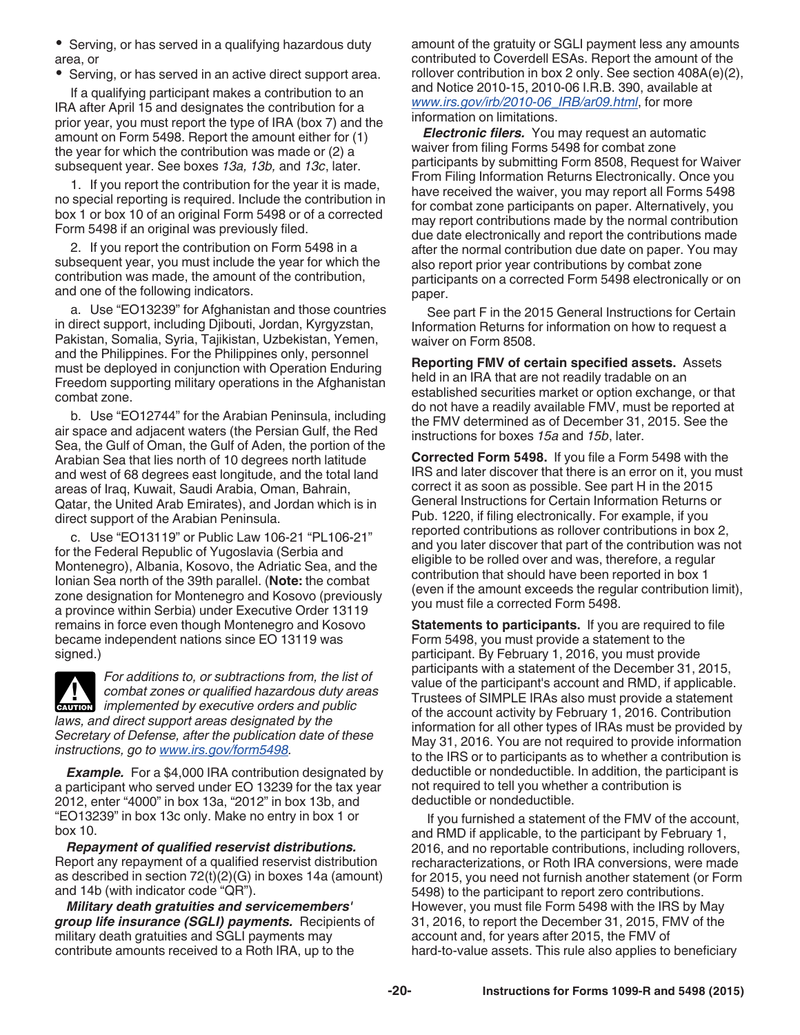- Serving, or has served in a qualifying hazardous duty area, or
- Serving, or has served in an active direct support area.

If a qualifying participant makes a contribution to an IRA after April 15 and designates the contribution for a prior year, you must report the type of IRA (box 7) and the amount on Form 5498. Report the amount either for (1) the year for which the contribution was made or (2) a subsequent year. See boxes *13a, 13b,* and *13c*, later.

1. If you report the contribution for the year it is made, no special reporting is required. Include the contribution in box 1 or box 10 of an original Form 5498 or of a corrected Form 5498 if an original was previously filed.

2. If you report the contribution on Form 5498 in a subsequent year, you must include the year for which the contribution was made, the amount of the contribution, and one of the following indicators.

a. Use "EO13239" for Afghanistan and those countries in direct support, including Djibouti, Jordan, Kyrgyzstan, Pakistan, Somalia, Syria, Tajikistan, Uzbekistan, Yemen, and the Philippines. For the Philippines only, personnel must be deployed in conjunction with Operation Enduring Freedom supporting military operations in the Afghanistan combat zone.

b. Use "EO12744" for the Arabian Peninsula, including air space and adjacent waters (the Persian Gulf, the Red Sea, the Gulf of Oman, the Gulf of Aden, the portion of the Arabian Sea that lies north of 10 degrees north latitude and west of 68 degrees east longitude, and the total land areas of Iraq, Kuwait, Saudi Arabia, Oman, Bahrain, Qatar, the United Arab Emirates), and Jordan which is in direct support of the Arabian Peninsula.

c. Use "EO13119" or Public Law 106-21 "PL106-21" for the Federal Republic of Yugoslavia (Serbia and Montenegro), Albania, Kosovo, the Adriatic Sea, and the Ionian Sea north of the 39th parallel. (**Note:** the combat zone designation for Montenegro and Kosovo (previously a province within Serbia) under Executive Order 13119 remains in force even though Montenegro and Kosovo became independent nations since EO 13119 was signed.)

CAUTION: *For additions to, or subtractions from, the list of combat zones or qualified hazardous duty areas implemented by executive orders and public laws, and direct support areas designated by the Secretary of Defense, after the publication date of these instructions, go to www.irs.gov/form5498.*

***Example.*** For a $4,000 IRA contribution designated by a participant who served under EO 13239 for the tax year 2012, enter "4000" in box 13a, "2012" in box 13b, and "EO13239" in box 13c only. Make no entry in box 1 or box 10.

***Repayment of qualified reservist distributions.*** Report any repayment of a qualified reservist distribution as described in section 72(t)(2)(G) in boxes 14a (amount) and 14b (with indicator code "QR").

***Military death gratuities and servicemembers' group life insurance (SGLI) payments.*** Recipients of military death gratuities and SGLI payments may contribute amounts received to a Roth IRA, up to the amount of the gratuity or SGLI payment less any amounts contributed to Coverdell ESAs. Report the amount of the rollover contribution in box 2 only. See section 408A(e)(2), and Notice 2010-15, 2010-06 I.R.B. 390, available at www.irs.gov/irb/2010-06_IRB/ar09.html, for more information on limitations.

***Electronic filers.*** You may request an automatic waiver from filing Forms 5498 for combat zone participants by submitting Form 8508, Request for Waiver From Filing Information Returns Electronically. Once you have received the waiver, you may report all Forms 5498 for combat zone participants on paper. Alternatively, you may report contributions made by the normal contribution due date electronically and report the contributions made after the normal contribution due date on paper. You may also report prior year contributions by combat zone participants on a corrected Form 5498 electronically or on paper.

See part F in the 2015 General Instructions for Certain Information Returns for information on how to request a waiver on Form 8508.

**Reporting FMV of certain specified assets.** Assets held in an IRA that are not readily tradable on an established securities market or option exchange, or that do not have a readily available FMV, must be reported at the FMV determined as of December 31, 2015. See the instructions for boxes *15a* and *15b*, later.

**Corrected Form 5498.** If you file a Form 5498 with the IRS and later discover that there is an error on it, you must correct it as soon as possible. See part H in the 2015 General Instructions for Certain Information Returns or Pub. 1220, if filing electronically. For example, if you reported contributions as rollover contributions in box 2, and you later discover that part of the contribution was not eligible to be rolled over and was, therefore, a regular contribution that should have been reported in box 1 (even if the amount exceeds the regular contribution limit), you must file a corrected Form 5498.

**Statements to participants.** If you are required to file Form 5498, you must provide a statement to the participant. By February 1, 2016, you must provide participants with a statement of the December 31, 2015, value of the participant's account and RMD, if applicable. Trustees of SIMPLE IRAs also must provide a statement of the account activity by February 1, 2016. Contribution information for all other types of IRAs must be provided by May 31, 2016. You are not required to provide information to the IRS or to participants as to whether a contribution is deductible or nondeductible. In addition, the participant is not required to tell you whether a contribution is deductible or nondeductible.

If you furnished a statement of the FMV of the account, and RMD if applicable, to the participant by February 1, 2016, and no reportable contributions, including rollovers, recharacterizations, or Roth IRA conversions, were made for 2015, you need not furnish another statement (or Form 5498) to the participant to report zero contributions. However, you must file Form 5498 with the IRS by May 31, 2016, to report the December 31, 2015, FMV of the account and, for years after 2015, the FMV of hard-to-value assets. This rule also applies to beneficiary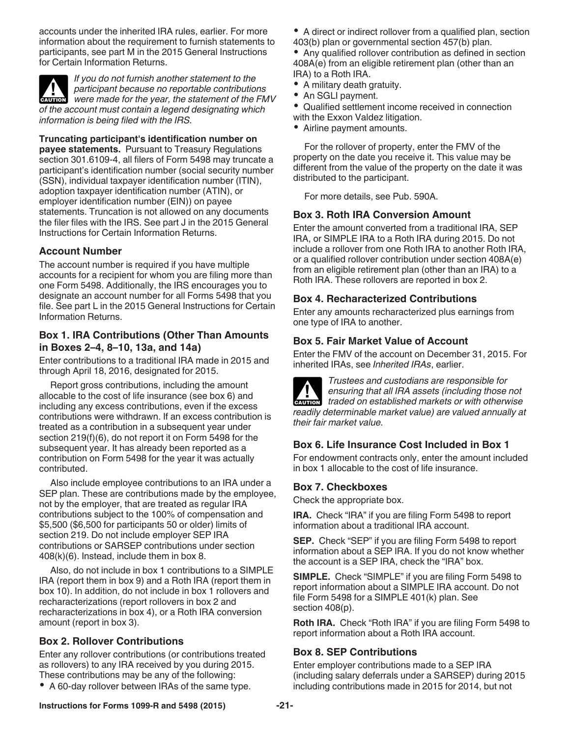accounts under the inherited IRA rules, earlier. For more information about the requirement to furnish statements to participants, see part M in the 2015 General Instructions for Certain Information Returns.

**CAUTION** *If you do not furnish another statement to the participant because no reportable contributions were made for the year, the statement of the FMV of the account must contain a legend designating which information is being filed with the IRS.*

**Truncating participant's identification number on payee statements.** Pursuant to Treasury Regulations section 301.6109-4, all filers of Form 5498 may truncate a participant's identification number (social security number (SSN), individual taxpayer identification number (ITIN), adoption taxpayer identification number (ATIN), or employer identification number (EIN)) on payee statements. Truncation is not allowed on any documents the filer files with the IRS. See part J in the 2015 General Instructions for Certain Information Returns.

### Account Number

The account number is required if you have multiple accounts for a recipient for whom you are filing more than one Form 5498. Additionally, the IRS encourages you to designate an account number for all Forms 5498 that you file. See part L in the 2015 General Instructions for Certain Information Returns.

### Box 1. IRA Contributions (Other Than Amounts in Boxes 2–4, 8–10, 13a, and 14a)

Enter contributions to a traditional IRA made in 2015 and through April 18, 2016, designated for 2015.

Report gross contributions, including the amount allocable to the cost of life insurance (see box 6) and including any excess contributions, even if the excess contributions were withdrawn. If an excess contribution is treated as a contribution in a subsequent year under section 219(f)(6), do not report it on Form 5498 for the subsequent year. It has already been reported as a contribution on Form 5498 for the year it was actually contributed.

Also include employee contributions to an IRA under a SEP plan. These are contributions made by the employee, not by the employer, that are treated as regular IRA contributions subject to the 100% of compensation and $5,500 ($6,500 for participants 50 or older) limits of section 219. Do not include employer SEP IRA contributions or SARSEP contributions under section 408(k)(6). Instead, include them in box 8.

Also, do not include in box 1 contributions to a SIMPLE IRA (report them in box 9) and a Roth IRA (report them in box 10). In addition, do not include in box 1 rollovers and recharacterizations (report rollovers in box 2 and recharacterizations in box 4), or a Roth IRA conversion amount (report in box 3).

### Box 2. Rollover Contributions

Enter any rollover contributions (or contributions treated as rollovers) to any IRA received by you during 2015. These contributions may be any of the following:

- A 60-day rollover between IRAs of the same type.
- A direct or indirect rollover from a qualified plan, section 403(b) plan or governmental section 457(b) plan.
- Any qualified rollover contribution as defined in section 408A(e) from an eligible retirement plan (other than an IRA) to a Roth IRA.
- A military death gratuity.
- An SGLI payment.
- Qualified settlement income received in connection with the Exxon Valdez litigation.
- Airline payment amounts.

For the rollover of property, enter the FMV of the property on the date you receive it. This value may be different from the value of the property on the date it was distributed to the participant.

For more details, see Pub. 590A.

### Box 3. Roth IRA Conversion Amount

Enter the amount converted from a traditional IRA, SEP IRA, or SIMPLE IRA to a Roth IRA during 2015. Do not include a rollover from one Roth IRA to another Roth IRA, or a qualified rollover contribution under section 408A(e) from an eligible retirement plan (other than an IRA) to a Roth IRA. These rollovers are reported in box 2.

### Box 4. Recharacterized Contributions

Enter any amounts recharacterized plus earnings from one type of IRA to another.

### Box 5. Fair Market Value of Account

Enter the FMV of the account on December 31, 2015. For inherited IRAs, see *Inherited IRAs*, earlier.

**CAUTION** *Trustees and custodians are responsible for ensuring that all IRA assets (including those not traded on established markets or with otherwise readily determinable market value) are valued annually at their fair market value.*

### Box 6. Life Insurance Cost Included in Box 1

For endowment contracts only, enter the amount included in box 1 allocable to the cost of life insurance.

### Box 7. Checkboxes

Check the appropriate box.

**IRA.** Check "IRA" if you are filing Form 5498 to report information about a traditional IRA account.

**SEP.** Check "SEP" if you are filing Form 5498 to report information about a SEP IRA. If you do not know whether the account is a SEP IRA, check the "IRA" box.

**SIMPLE.** Check "SIMPLE" if you are filing Form 5498 to report information about a SIMPLE IRA account. Do not file Form 5498 for a SIMPLE 401(k) plan. See section 408(p).

**Roth IRA.** Check "Roth IRA" if you are filing Form 5498 to report information about a Roth IRA account.

### Box 8. SEP Contributions

Enter employer contributions made to a SEP IRA (including salary deferrals under a SARSEP) during 2015 including contributions made in 2015 for 2014, but not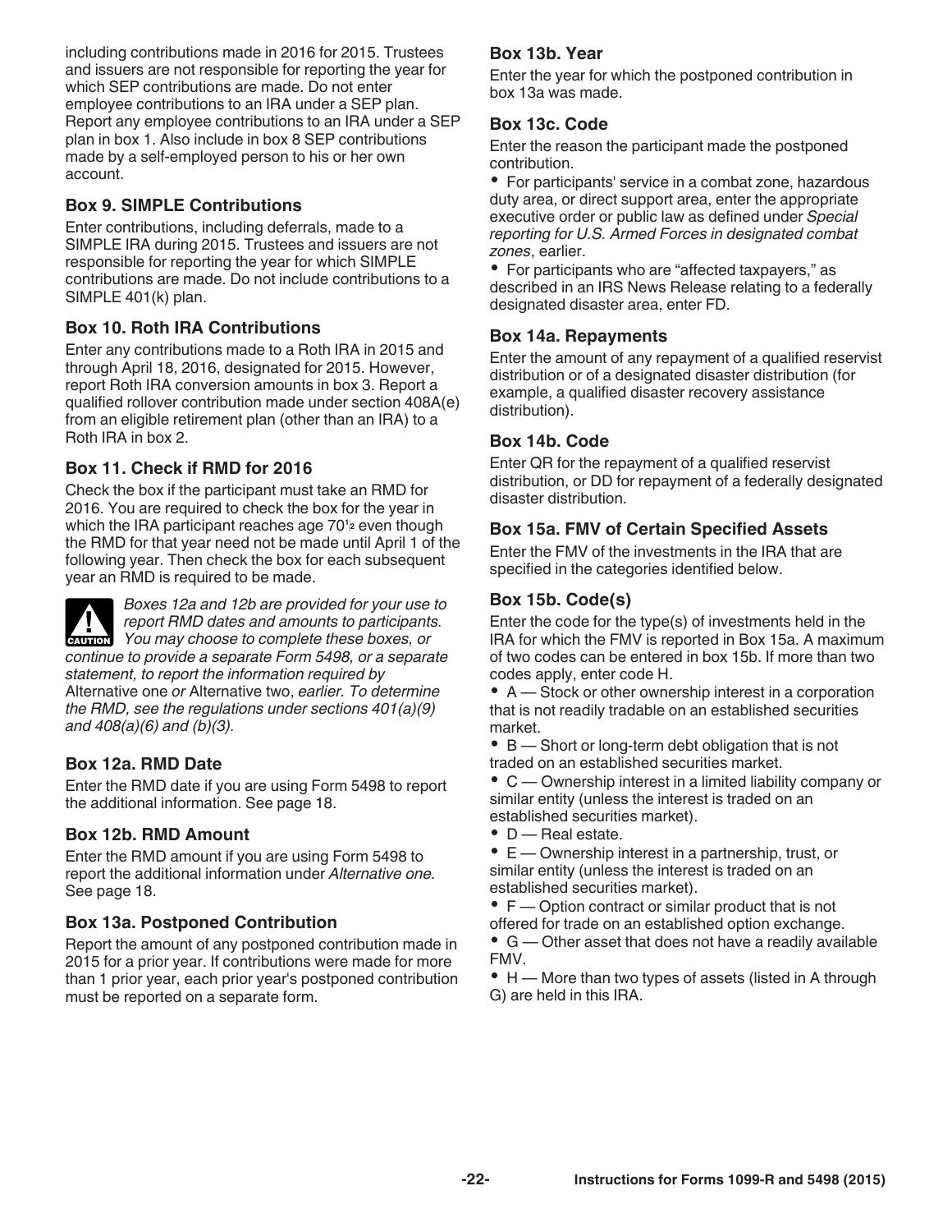including contributions made in 2016 for 2015. Trustees and issuers are not responsible for reporting the year for which SEP contributions are made. Do not enter employee contributions to an IRA under a SEP plan. Report any employee contributions to an IRA under a SEP plan in box 1. Also include in box 8 SEP contributions made by a self-employed person to his or her own account.

### Box 9. SIMPLE Contributions

Enter contributions, including deferrals, made to a SIMPLE IRA during 2015. Trustees and issuers are not responsible for reporting the year for which SIMPLE contributions are made. Do not include contributions to a SIMPLE 401(k) plan.

### Box 10. Roth IRA Contributions

Enter any contributions made to a Roth IRA in 2015 and through April 18, 2016, designated for 2015. However, report Roth IRA conversion amounts in box 3. Report a qualified rollover contribution made under section 408A(e) from an eligible retirement plan (other than an IRA) to a Roth IRA in box 2.

### Box 11. Check if RMD for 2016

Check the box if the participant must take an RMD for 2016. You are required to check the box for the year in which the IRA participant reaches age 70½ even though the RMD for that year need not be made until April 1 of the following year. Then check the box for each subsequent year an RMD is required to be made.

**CAUTION** *Boxes 12a and 12b are provided for your use to report RMD dates and amounts to participants. You may choose to complete these boxes, or continue to provide a separate Form 5498, or a separate statement, to report the information required by* Alternative one *or* Alternative two, *earlier. To determine the RMD, see the regulations under sections 401(a)(9) and 408(a)(6) and (b)(3).*

### Box 12a. RMD Date

Enter the RMD date if you are using Form 5498 to report the additional information. See page 18.

### Box 12b. RMD Amount

Enter the RMD amount if you are using Form 5498 to report the additional information under *Alternative one.* See page 18.

### Box 13a. Postponed Contribution

Report the amount of any postponed contribution made in 2015 for a prior year. If contributions were made for more than 1 prior year, each prior year's postponed contribution must be reported on a separate form.

### Box 13b. Year

Enter the year for which the postponed contribution in box 13a was made.

### Box 13c. Code

Enter the reason the participant made the postponed contribution.

- For participants' service in a combat zone, hazardous duty area, or direct support area, enter the appropriate executive order or public law as defined under *Special reporting for U.S. Armed Forces in designated combat zones*, earlier.
- For participants who are "affected taxpayers," as described in an IRS News Release relating to a federally designated disaster area, enter FD.

### Box 14a. Repayments

Enter the amount of any repayment of a qualified reservist distribution or of a designated disaster distribution (for example, a qualified disaster recovery assistance distribution).

### Box 14b. Code

Enter QR for the repayment of a qualified reservist distribution, or DD for repayment of a federally designated disaster distribution.

### Box 15a. FMV of Certain Specified Assets

Enter the FMV of the investments in the IRA that are specified in the categories identified below.

### Box 15b. Code(s)

Enter the code for the type(s) of investments held in the IRA for which the FMV is reported in Box 15a. A maximum of two codes can be entered in box 15b. If more than two codes apply, enter code H.

- A — Stock or other ownership interest in a corporation that is not readily tradable on an established securities market.
- B — Short or long-term debt obligation that is not traded on an established securities market.
- C — Ownership interest in a limited liability company or similar entity (unless the interest is traded on an established securities market).
- D — Real estate.
- E — Ownership interest in a partnership, trust, or similar entity (unless the interest is traded on an established securities market).
- F — Option contract or similar product that is not offered for trade on an established option exchange.
- G — Other asset that does not have a readily available FMV.
- H — More than two types of assets (listed in A through G) are held in this IRA.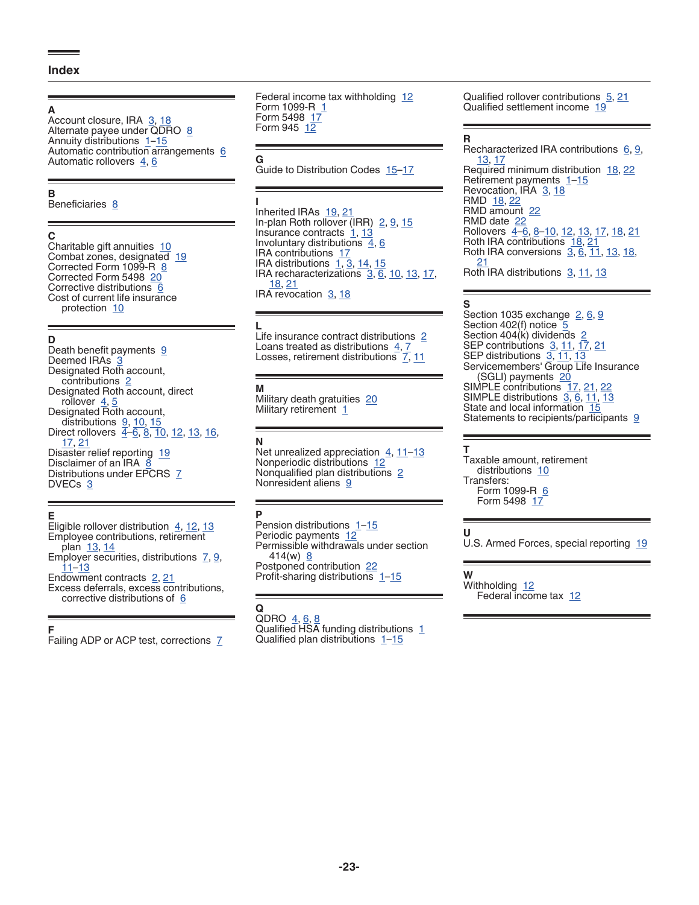## Index

**A**

Account closure, IRA 3, 18
Alternate payee under QDRO 8
Annuity distributions 1–15
Automatic contribution arrangements 6
Automatic rollovers 4, 6

**B**

Beneficiaries 8

**C**

Charitable gift annuities 10
Combat zones, designated 19
Corrected Form 1099-R 8
Corrected Form 5498 20
Corrective distributions 6
Cost of current life insurance protection 10

**D**

Death benefit payments 9
Deemed IRAs 3
Designated Roth account, contributions 2
Designated Roth account, direct rollover 4, 5
Designated Roth account, distributions 9, 10, 15
Direct rollovers 4–6, 8, 10, 12, 13, 16, 17, 21
Disaster relief reporting 19
Disclaimer of an IRA 8
Distributions under EPCRS 7
DVECs 3

**E**

Eligible rollover distribution 4, 12, 13
Employee contributions, retirement plan 13, 14
Employer securities, distributions 7, 9, 11–13
Endowment contracts 2, 21
Excess deferrals, excess contributions, corrective distributions of 6

**F**

Failing ADP or ACP test, corrections 7
Federal income tax withholding 12
Form 1099-R 1
Form 5498 17
Form 945 12

**G**

Guide to Distribution Codes 15–17

**I**

Inherited IRAs 19, 21
In-plan Roth rollover (IRR) 2, 9, 15
Insurance contracts 1, 13
Involuntary distributions 4, 6
IRA contributions 17
IRA distributions 1, 3, 14, 15
IRA recharacterizations 3, 6, 10, 13, 17, 18, 21
IRA revocation 3, 18

**L**

Life insurance contract distributions 2
Loans treated as distributions 4, 7
Losses, retirement distributions 7, 11

**M**

Military death gratuities 20
Military retirement 1

**N**

Net unrealized appreciation 4, 11–13
Nonperiodic distributions 12
Nonqualified plan distributions 2
Nonresident aliens 9

**P**

Pension distributions 1–15
Periodic payments 12
Permissible withdrawals under section 414(w) 8
Postponed contribution 22
Profit-sharing distributions 1–15

**Q**

QDRO 4, 6, 8
Qualified HSA funding distributions 1
Qualified plan distributions 1–15
Qualified rollover contributions 5, 21
Qualified settlement income 19

**R**

Recharacterized IRA contributions 6, 9, 13, 17
Required minimum distribution 18, 22
Retirement payments 1–15
Revocation, IRA 3, 18
RMD 18, 22
RMD amount 22
RMD date 22
Rollovers 4–6, 8–10, 12, 13, 17, 18, 21
Roth IRA contributions 18, 21
Roth IRA conversions 3, 6, 11, 13, 18, 21
Roth IRA distributions 3, 11, 13

**S**

Section 1035 exchange 2, 6, 9
Section 402(f) notice 5
Section 404(k) dividends 2
SEP contributions 3, 11, 17, 21
SEP distributions 3, 11, 13
Servicemembers' Group Life Insurance (SGLI) payments 20
SIMPLE contributions 17, 21, 22
SIMPLE distributions 3, 6, 11, 13
State and local information 15
Statements to recipients/participants 9

**T**

Taxable amount, retirement distributions 10
Transfers:
  Form 1099-R 6
  Form 5498 17

**U**

U.S. Armed Forces, special reporting 19

**W**

Withholding 12
  Federal income tax 12